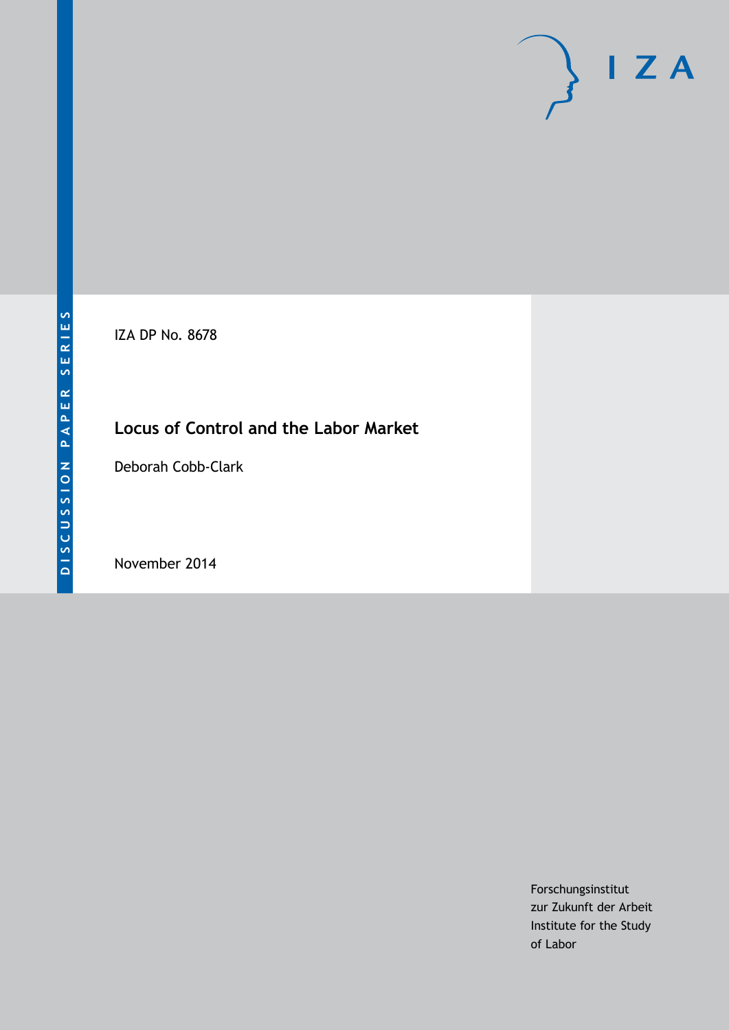DISCUSSION PAPER SERIES

IZA DP No. 8678

# Locus of Control and the Labor Market

Deborah Cobb-Clark

November 2014

Forschungsinstitut
zur Zukunft der Arbeit
Institute for the Study
of Labor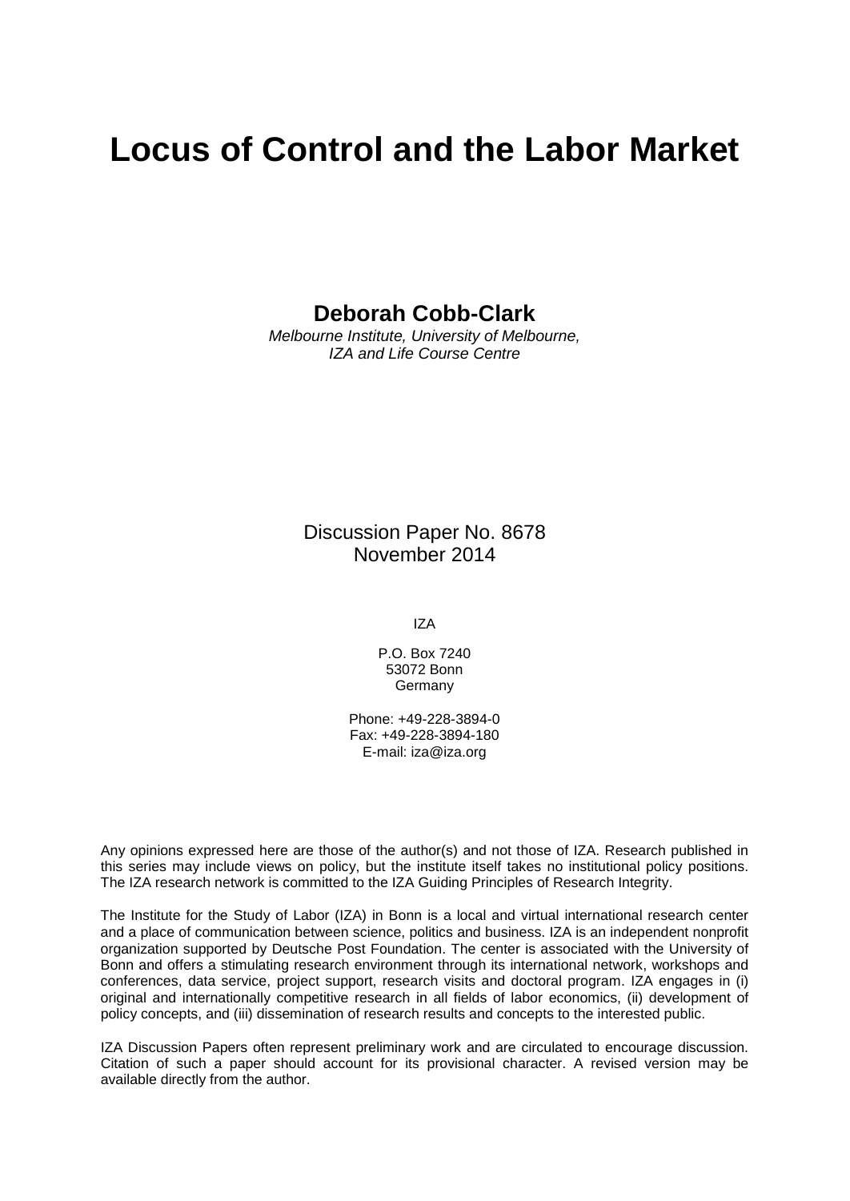# Locus of Control and the Labor Market

**Deborah Cobb-Clark**

*Melbourne Institute, University of Melbourne, IZA and Life Course Centre*

Discussion Paper No. 8678
November 2014

IZA

P.O. Box 7240
53072 Bonn
Germany

Phone: +49-228-3894-0
Fax: +49-228-3894-180
E-mail: iza@iza.org

Any opinions expressed here are those of the author(s) and not those of IZA. Research published in this series may include views on policy, but the institute itself takes no institutional policy positions. The IZA research network is committed to the IZA Guiding Principles of Research Integrity.

The Institute for the Study of Labor (IZA) in Bonn is a local and virtual international research center and a place of communication between science, politics and business. IZA is an independent nonprofit organization supported by Deutsche Post Foundation. The center is associated with the University of Bonn and offers a stimulating research environment through its international network, workshops and conferences, data service, project support, research visits and doctoral program. IZA engages in (i) original and internationally competitive research in all fields of labor economics, (ii) development of policy concepts, and (iii) dissemination of research results and concepts to the interested public.

IZA Discussion Papers often represent preliminary work and are circulated to encourage discussion. Citation of such a paper should account for its provisional character. A revised version may be available directly from the author.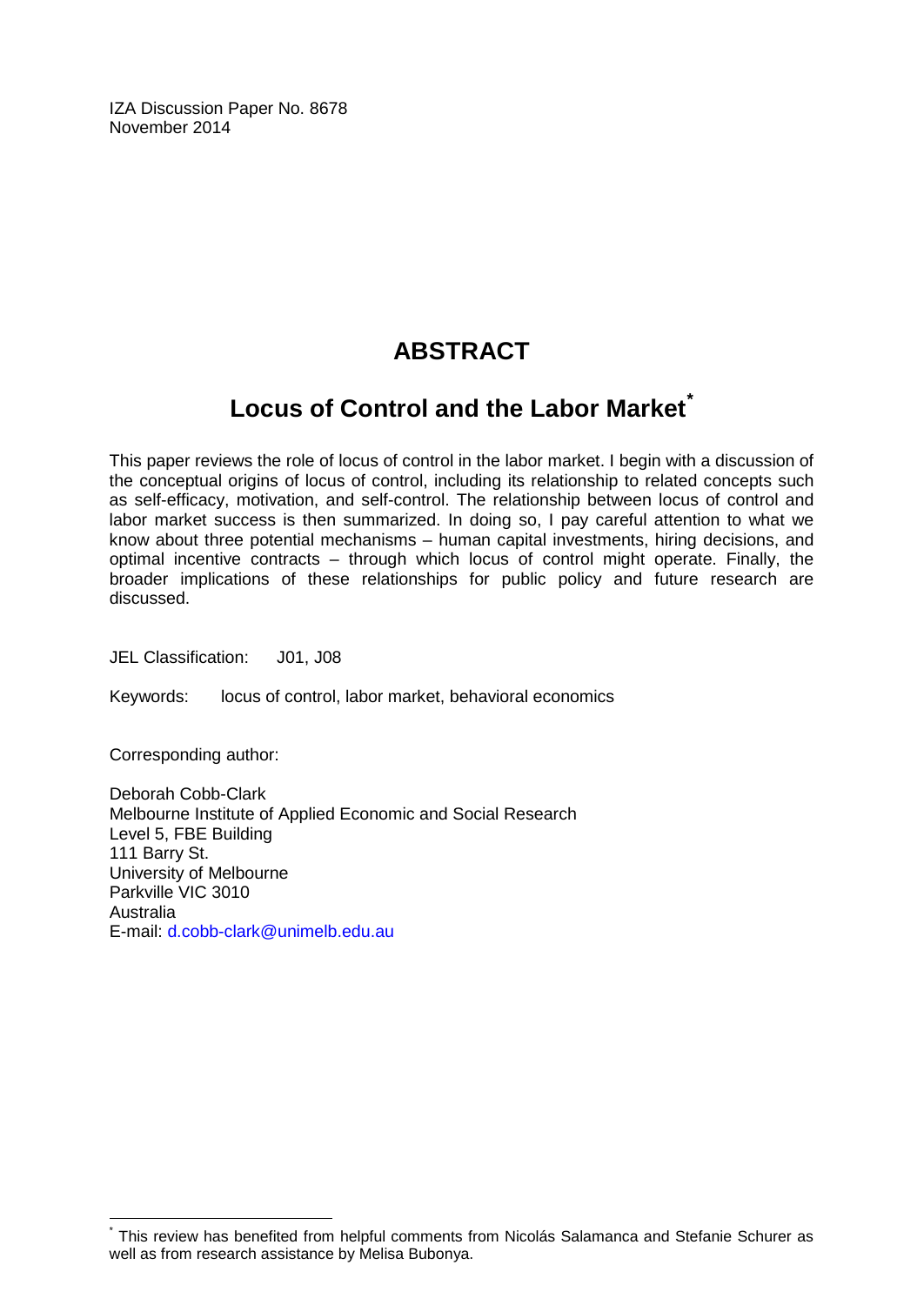IZA Discussion Paper No. 8678
November 2014

# ABSTRACT

## Locus of Control and the Labor Market*

This paper reviews the role of locus of control in the labor market. I begin with a discussion of the conceptual origins of locus of control, including its relationship to related concepts such as self-efficacy, motivation, and self-control. The relationship between locus of control and labor market success is then summarized. In doing so, I pay careful attention to what we know about three potential mechanisms – human capital investments, hiring decisions, and optimal incentive contracts – through which locus of control might operate. Finally, the broader implications of these relationships for public policy and future research are discussed.

JEL Classification: J01, J08

Keywords: locus of control, labor market, behavioral economics

Corresponding author:

Deborah Cobb-Clark
Melbourne Institute of Applied Economic and Social Research
Level 5, FBE Building
111 Barry St.
University of Melbourne
Parkville VIC 3010
Australia
E-mail: d.cobb-clark@unimelb.edu.au

---

* This review has benefited from helpful comments from Nicolás Salamanca and Stefanie Schurer as well as from research assistance by Melisa Bubonya.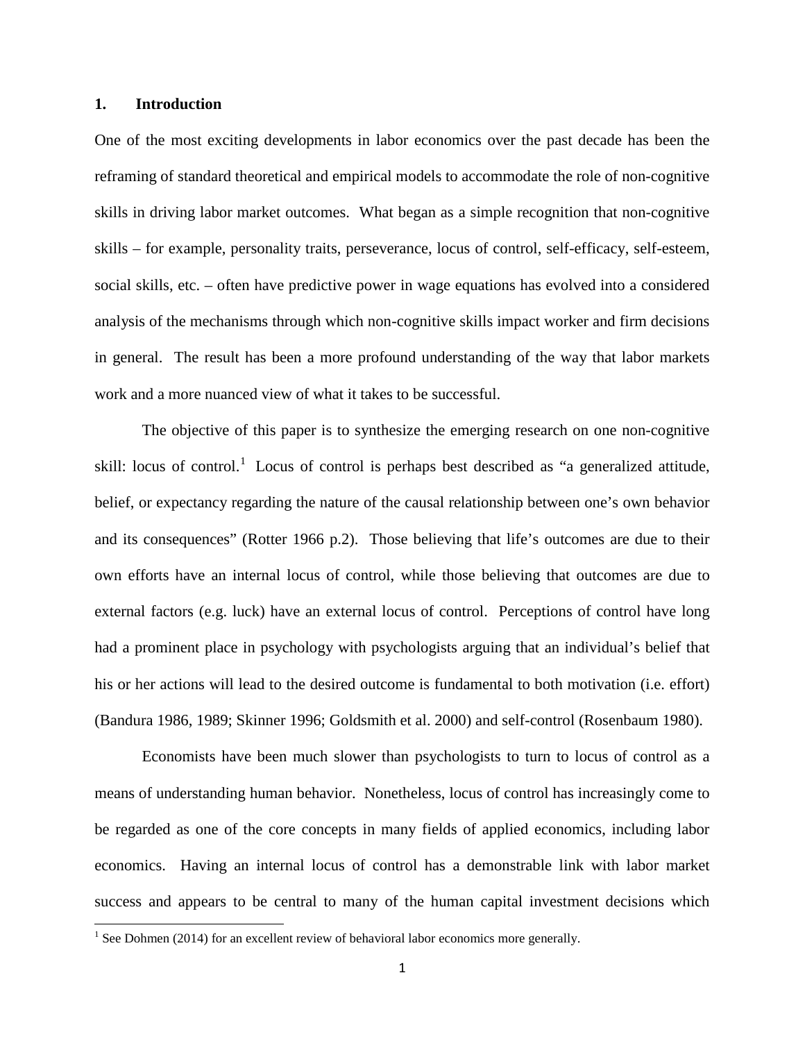## 1. Introduction

One of the most exciting developments in labor economics over the past decade has been the reframing of standard theoretical and empirical models to accommodate the role of non-cognitive skills in driving labor market outcomes. What began as a simple recognition that non-cognitive skills – for example, personality traits, perseverance, locus of control, self-efficacy, self-esteem, social skills, etc. – often have predictive power in wage equations has evolved into a considered analysis of the mechanisms through which non-cognitive skills impact worker and firm decisions in general. The result has been a more profound understanding of the way that labor markets work and a more nuanced view of what it takes to be successful.

The objective of this paper is to synthesize the emerging research on one non-cognitive skill: locus of control.[1] Locus of control is perhaps best described as "a generalized attitude, belief, or expectancy regarding the nature of the causal relationship between one's own behavior and its consequences" (Rotter 1966 p.2). Those believing that life's outcomes are due to their own efforts have an internal locus of control, while those believing that outcomes are due to external factors (e.g. luck) have an external locus of control. Perceptions of control have long had a prominent place in psychology with psychologists arguing that an individual's belief that his or her actions will lead to the desired outcome is fundamental to both motivation (i.e. effort) (Bandura 1986, 1989; Skinner 1996; Goldsmith et al. 2000) and self-control (Rosenbaum 1980).

Economists have been much slower than psychologists to turn to locus of control as a means of understanding human behavior. Nonetheless, locus of control has increasingly come to be regarded as one of the core concepts in many fields of applied economics, including labor economics. Having an internal locus of control has a demonstrable link with labor market success and appears to be central to many of the human capital investment decisions which

[1] See Dohmen (2014) for an excellent review of behavioral labor economics more generally.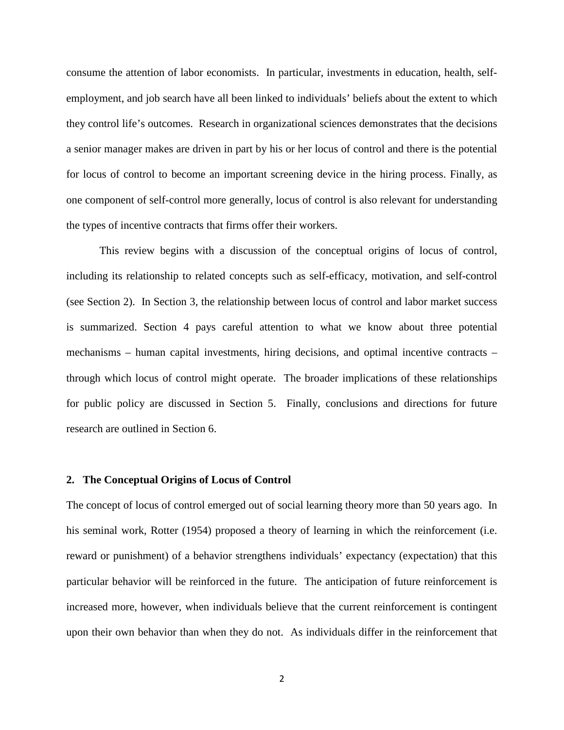consume the attention of labor economists. In particular, investments in education, health, self-employment, and job search have all been linked to individuals' beliefs about the extent to which they control life's outcomes. Research in organizational sciences demonstrates that the decisions a senior manager makes are driven in part by his or her locus of control and there is the potential for locus of control to become an important screening device in the hiring process. Finally, as one component of self-control more generally, locus of control is also relevant for understanding the types of incentive contracts that firms offer their workers.

This review begins with a discussion of the conceptual origins of locus of control, including its relationship to related concepts such as self-efficacy, motivation, and self-control (see Section 2). In Section 3, the relationship between locus of control and labor market success is summarized. Section 4 pays careful attention to what we know about three potential mechanisms – human capital investments, hiring decisions, and optimal incentive contracts – through which locus of control might operate. The broader implications of these relationships for public policy are discussed in Section 5. Finally, conclusions and directions for future research are outlined in Section 6.

## 2. The Conceptual Origins of Locus of Control

The concept of locus of control emerged out of social learning theory more than 50 years ago. In his seminal work, Rotter (1954) proposed a theory of learning in which the reinforcement (i.e. reward or punishment) of a behavior strengthens individuals' expectancy (expectation) that this particular behavior will be reinforced in the future. The anticipation of future reinforcement is increased more, however, when individuals believe that the current reinforcement is contingent upon their own behavior than when they do not. As individuals differ in the reinforcement that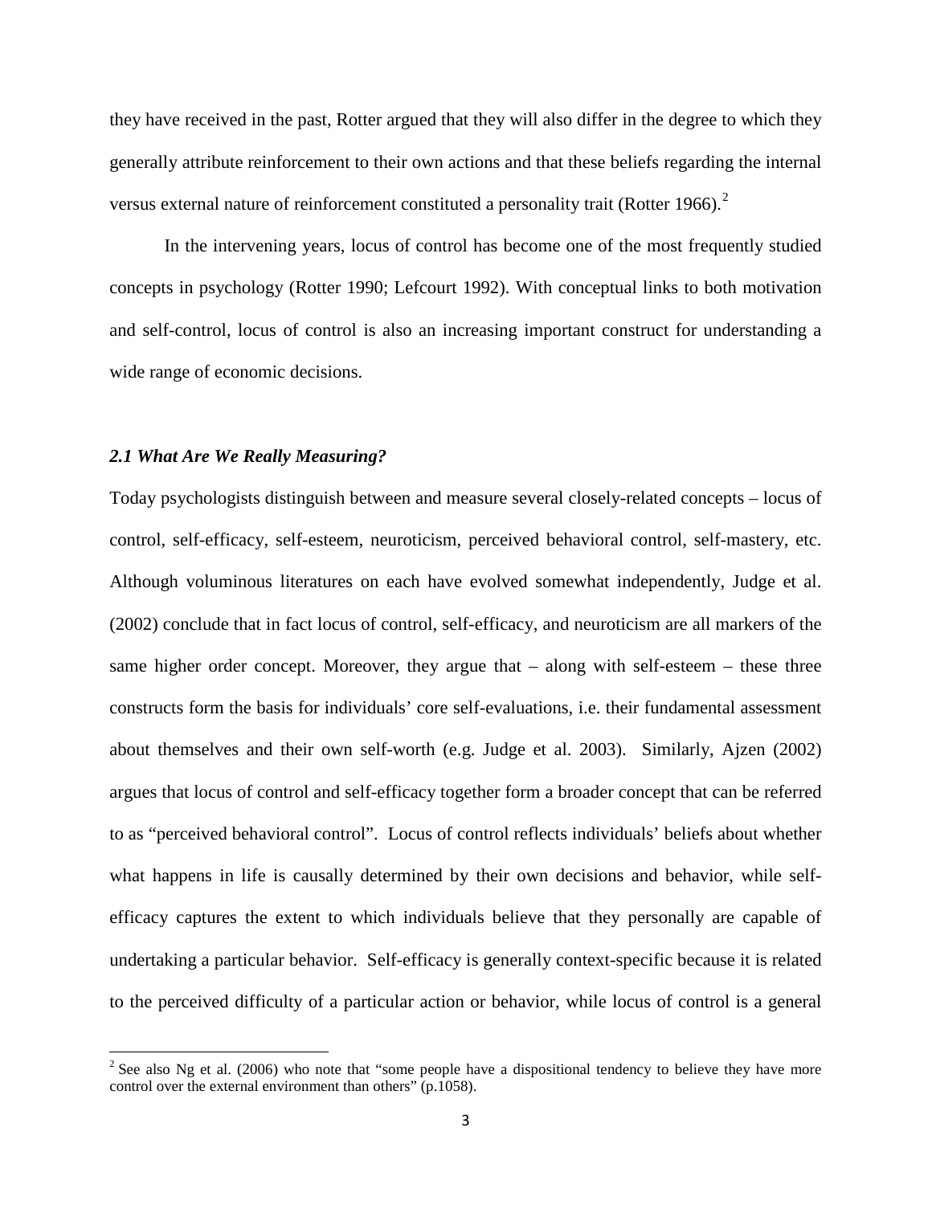they have received in the past, Rotter argued that they will also differ in the degree to which they generally attribute reinforcement to their own actions and that these beliefs regarding the internal versus external nature of reinforcement constituted a personality trait (Rotter 1966).[2]

In the intervening years, locus of control has become one of the most frequently studied concepts in psychology (Rotter 1990; Lefcourt 1992). With conceptual links to both motivation and self-control, locus of control is also an increasing important construct for understanding a wide range of economic decisions.

### *2.1 What Are We Really Measuring?*

Today psychologists distinguish between and measure several closely-related concepts – locus of control, self-efficacy, self-esteem, neuroticism, perceived behavioral control, self-mastery, etc. Although voluminous literatures on each have evolved somewhat independently, Judge et al. (2002) conclude that in fact locus of control, self-efficacy, and neuroticism are all markers of the same higher order concept. Moreover, they argue that – along with self-esteem – these three constructs form the basis for individuals' core self-evaluations, i.e. their fundamental assessment about themselves and their own self-worth (e.g. Judge et al. 2003). Similarly, Ajzen (2002) argues that locus of control and self-efficacy together form a broader concept that can be referred to as "perceived behavioral control". Locus of control reflects individuals' beliefs about whether what happens in life is causally determined by their own decisions and behavior, while self-efficacy captures the extent to which individuals believe that they personally are capable of undertaking a particular behavior. Self-efficacy is generally context-specific because it is related to the perceived difficulty of a particular action or behavior, while locus of control is a general

[2] See also Ng et al. (2006) who note that "some people have a dispositional tendency to believe they have more control over the external environment than others" (p.1058).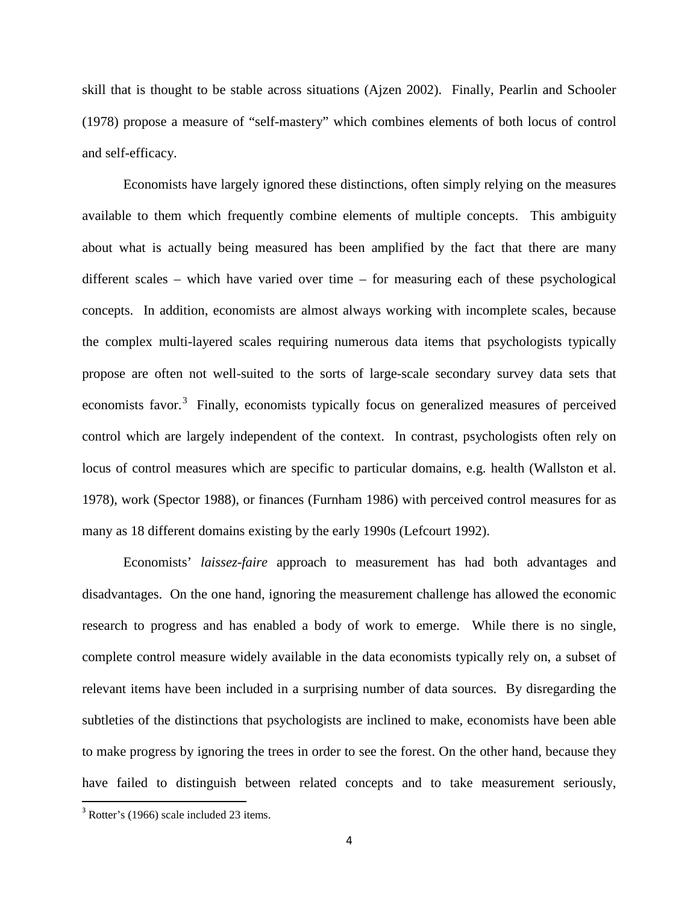skill that is thought to be stable across situations (Ajzen 2002). Finally, Pearlin and Schooler (1978) propose a measure of "self-mastery" which combines elements of both locus of control and self-efficacy.

Economists have largely ignored these distinctions, often simply relying on the measures available to them which frequently combine elements of multiple concepts. This ambiguity about what is actually being measured has been amplified by the fact that there are many different scales – which have varied over time – for measuring each of these psychological concepts. In addition, economists are almost always working with incomplete scales, because the complex multi-layered scales requiring numerous data items that psychologists typically propose are often not well-suited to the sorts of large-scale secondary survey data sets that economists favor.[3] Finally, economists typically focus on generalized measures of perceived control which are largely independent of the context. In contrast, psychologists often rely on locus of control measures which are specific to particular domains, e.g. health (Wallston et al. 1978), work (Spector 1988), or finances (Furnham 1986) with perceived control measures for as many as 18 different domains existing by the early 1990s (Lefcourt 1992).

Economists' *laissez-faire* approach to measurement has had both advantages and disadvantages. On the one hand, ignoring the measurement challenge has allowed the economic research to progress and has enabled a body of work to emerge. While there is no single, complete control measure widely available in the data economists typically rely on, a subset of relevant items have been included in a surprising number of data sources. By disregarding the subtleties of the distinctions that psychologists are inclined to make, economists have been able to make progress by ignoring the trees in order to see the forest. On the other hand, because they have failed to distinguish between related concepts and to take measurement seriously,

[3] Rotter's (1966) scale included 23 items.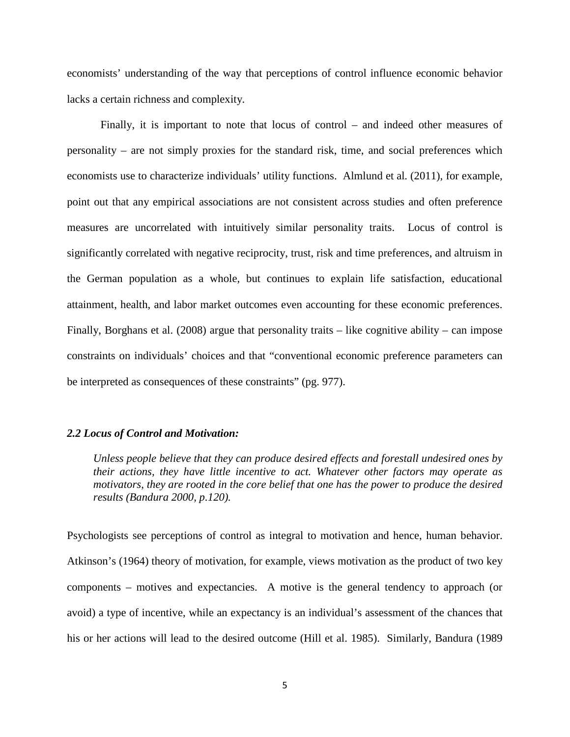economists' understanding of the way that perceptions of control influence economic behavior lacks a certain richness and complexity.

Finally, it is important to note that locus of control – and indeed other measures of personality – are not simply proxies for the standard risk, time, and social preferences which economists use to characterize individuals' utility functions. Almlund et al. (2011), for example, point out that any empirical associations are not consistent across studies and often preference measures are uncorrelated with intuitively similar personality traits. Locus of control is significantly correlated with negative reciprocity, trust, risk and time preferences, and altruism in the German population as a whole, but continues to explain life satisfaction, educational attainment, health, and labor market outcomes even accounting for these economic preferences. Finally, Borghans et al. (2008) argue that personality traits – like cognitive ability – can impose constraints on individuals' choices and that "conventional economic preference parameters can be interpreted as consequences of these constraints" (pg. 977).

### *2.2 Locus of Control and Motivation:*

> *Unless people believe that they can produce desired effects and forestall undesired ones by their actions, they have little incentive to act. Whatever other factors may operate as motivators, they are rooted in the core belief that one has the power to produce the desired results (Bandura 2000, p.120).*

Psychologists see perceptions of control as integral to motivation and hence, human behavior. Atkinson's (1964) theory of motivation, for example, views motivation as the product of two key components – motives and expectancies. A motive is the general tendency to approach (or avoid) a type of incentive, while an expectancy is an individual's assessment of the chances that his or her actions will lead to the desired outcome (Hill et al. 1985). Similarly, Bandura (1989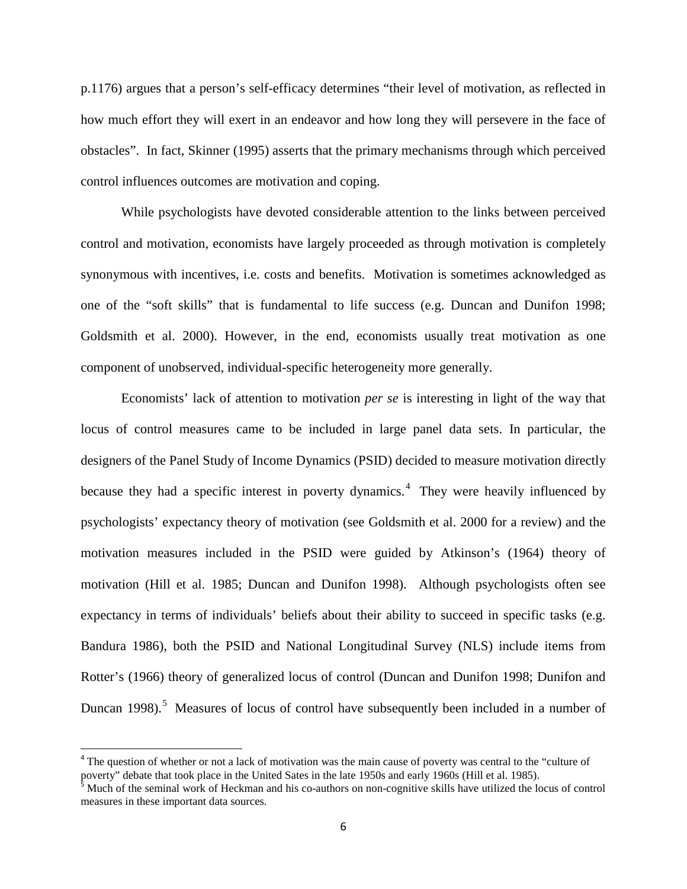p.1176) argues that a person's self-efficacy determines "their level of motivation, as reflected in how much effort they will exert in an endeavor and how long they will persevere in the face of obstacles". In fact, Skinner (1995) asserts that the primary mechanisms through which perceived control influences outcomes are motivation and coping.

While psychologists have devoted considerable attention to the links between perceived control and motivation, economists have largely proceeded as through motivation is completely synonymous with incentives, i.e. costs and benefits. Motivation is sometimes acknowledged as one of the "soft skills" that is fundamental to life success (e.g. Duncan and Dunifon 1998; Goldsmith et al. 2000). However, in the end, economists usually treat motivation as one component of unobserved, individual-specific heterogeneity more generally.

Economists' lack of attention to motivation *per se* is interesting in light of the way that locus of control measures came to be included in large panel data sets. In particular, the designers of the Panel Study of Income Dynamics (PSID) decided to measure motivation directly because they had a specific interest in poverty dynamics.[4] They were heavily influenced by psychologists' expectancy theory of motivation (see Goldsmith et al. 2000 for a review) and the motivation measures included in the PSID were guided by Atkinson's (1964) theory of motivation (Hill et al. 1985; Duncan and Dunifon 1998). Although psychologists often see expectancy in terms of individuals' beliefs about their ability to succeed in specific tasks (e.g. Bandura 1986), both the PSID and National Longitudinal Survey (NLS) include items from Rotter's (1966) theory of generalized locus of control (Duncan and Dunifon 1998; Dunifon and Duncan 1998).[5] Measures of locus of control have subsequently been included in a number of

[4] The question of whether or not a lack of motivation was the main cause of poverty was central to the "culture of poverty" debate that took place in the United Sates in the late 1950s and early 1960s (Hill et al. 1985).

[5] Much of the seminal work of Heckman and his co-authors on non-cognitive skills have utilized the locus of control measures in these important data sources.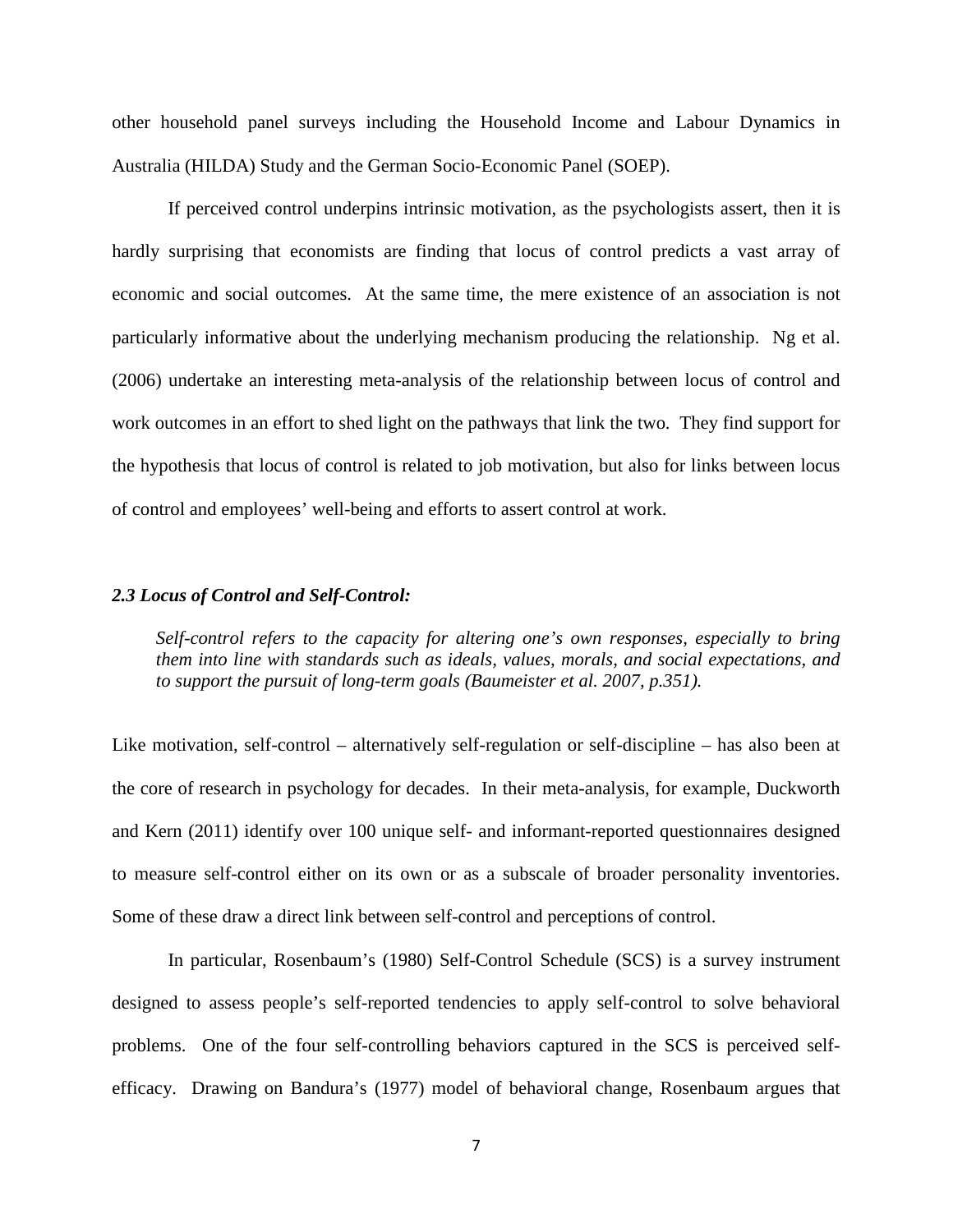other household panel surveys including the Household Income and Labour Dynamics in Australia (HILDA) Study and the German Socio-Economic Panel (SOEP).

If perceived control underpins intrinsic motivation, as the psychologists assert, then it is hardly surprising that economists are finding that locus of control predicts a vast array of economic and social outcomes. At the same time, the mere existence of an association is not particularly informative about the underlying mechanism producing the relationship. Ng et al. (2006) undertake an interesting meta-analysis of the relationship between locus of control and work outcomes in an effort to shed light on the pathways that link the two. They find support for the hypothesis that locus of control is related to job motivation, but also for links between locus of control and employees' well-being and efforts to assert control at work.

### *2.3 Locus of Control and Self-Control:*

> *Self-control refers to the capacity for altering one's own responses, especially to bring them into line with standards such as ideals, values, morals, and social expectations, and to support the pursuit of long-term goals (Baumeister et al. 2007, p.351).*

Like motivation, self-control – alternatively self-regulation or self-discipline – has also been at the core of research in psychology for decades. In their meta-analysis, for example, Duckworth and Kern (2011) identify over 100 unique self- and informant-reported questionnaires designed to measure self-control either on its own or as a subscale of broader personality inventories. Some of these draw a direct link between self-control and perceptions of control.

In particular, Rosenbaum's (1980) Self-Control Schedule (SCS) is a survey instrument designed to assess people's self-reported tendencies to apply self-control to solve behavioral problems. One of the four self-controlling behaviors captured in the SCS is perceived self-efficacy. Drawing on Bandura's (1977) model of behavioral change, Rosenbaum argues that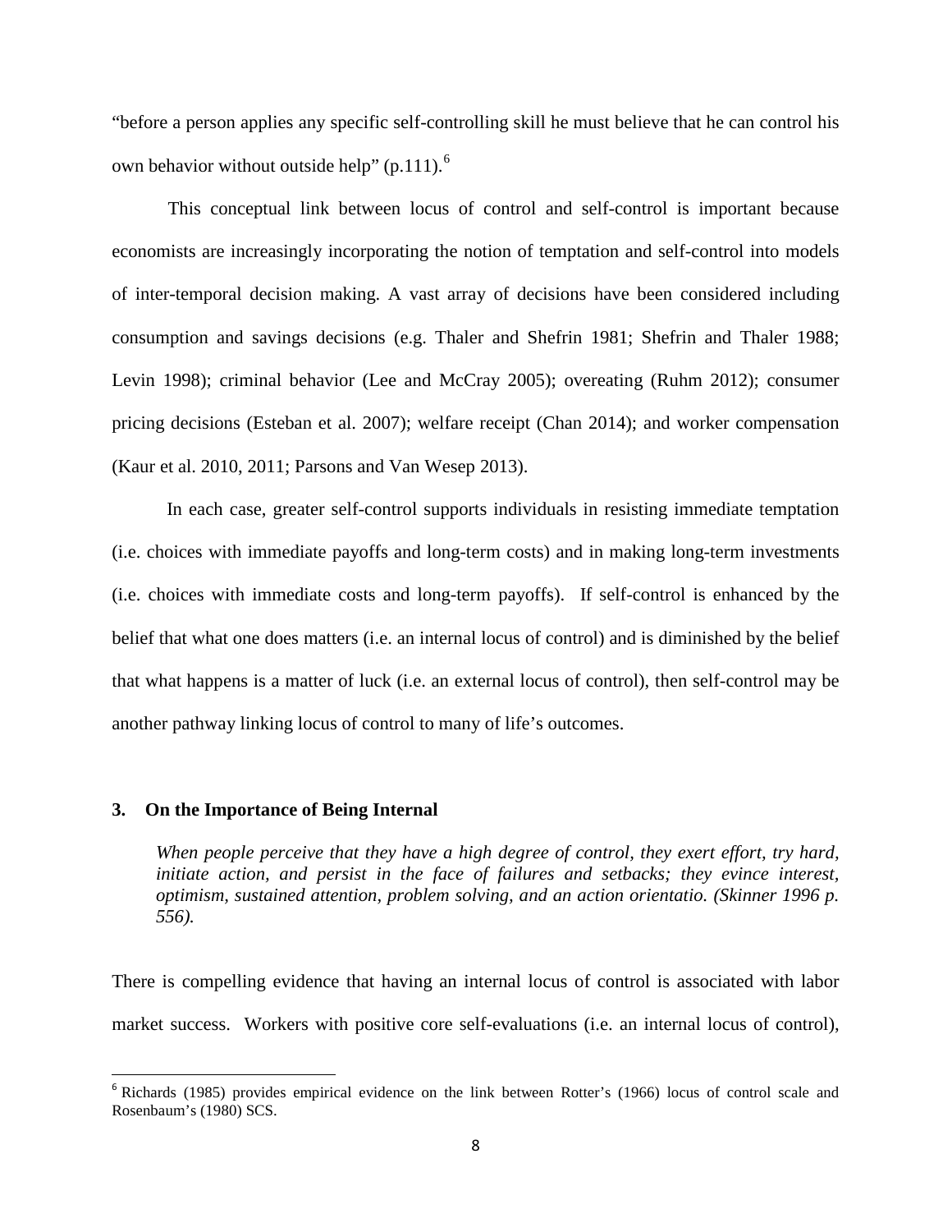"before a person applies any specific self-controlling skill he must believe that he can control his own behavior without outside help" (p.111).[6]

This conceptual link between locus of control and self-control is important because economists are increasingly incorporating the notion of temptation and self-control into models of inter-temporal decision making. A vast array of decisions have been considered including consumption and savings decisions (e.g. Thaler and Shefrin 1981; Shefrin and Thaler 1988; Levin 1998); criminal behavior (Lee and McCray 2005); overeating (Ruhm 2012); consumer pricing decisions (Esteban et al. 2007); welfare receipt (Chan 2014); and worker compensation (Kaur et al. 2010, 2011; Parsons and Van Wesep 2013).

In each case, greater self-control supports individuals in resisting immediate temptation (i.e. choices with immediate payoffs and long-term costs) and in making long-term investments (i.e. choices with immediate costs and long-term payoffs). If self-control is enhanced by the belief that what one does matters (i.e. an internal locus of control) and is diminished by the belief that what happens is a matter of luck (i.e. an external locus of control), then self-control may be another pathway linking locus of control to many of life's outcomes.

## 3. On the Importance of Being Internal

*When people perceive that they have a high degree of control, they exert effort, try hard, initiate action, and persist in the face of failures and setbacks; they evince interest, optimism, sustained attention, problem solving, and an action orientatio. (Skinner 1996 p. 556).*

There is compelling evidence that having an internal locus of control is associated with labor market success. Workers with positive core self-evaluations (i.e. an internal locus of control),

[6] Richards (1985) provides empirical evidence on the link between Rotter's (1966) locus of control scale and Rosenbaum's (1980) SCS.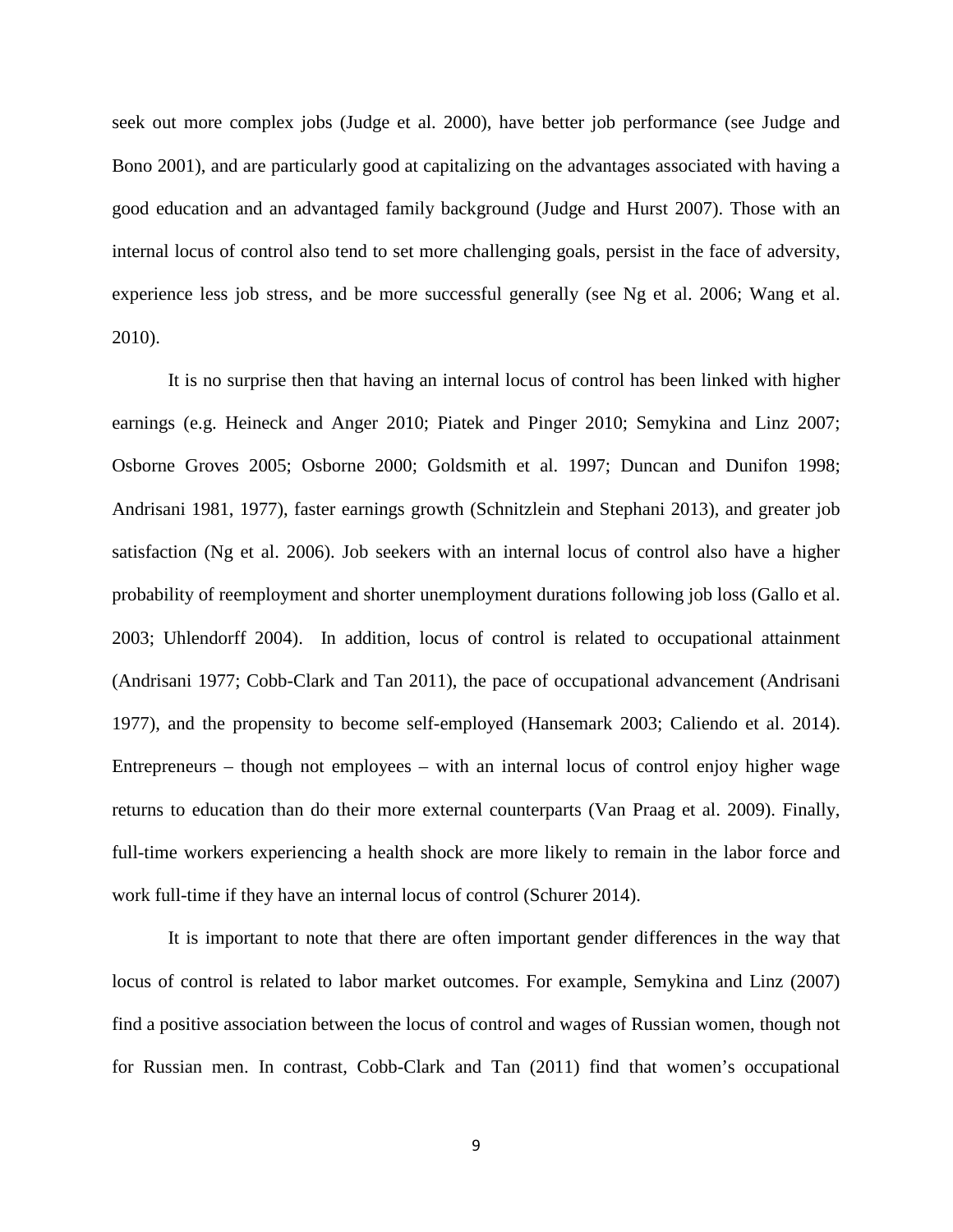seek out more complex jobs (Judge et al. 2000), have better job performance (see Judge and Bono 2001), and are particularly good at capitalizing on the advantages associated with having a good education and an advantaged family background (Judge and Hurst 2007). Those with an internal locus of control also tend to set more challenging goals, persist in the face of adversity, experience less job stress, and be more successful generally (see Ng et al. 2006; Wang et al. 2010).

It is no surprise then that having an internal locus of control has been linked with higher earnings (e.g. Heineck and Anger 2010; Piatek and Pinger 2010; Semykina and Linz 2007; Osborne Groves 2005; Osborne 2000; Goldsmith et al. 1997; Duncan and Dunifon 1998; Andrisani 1981, 1977), faster earnings growth (Schnitzlein and Stephani 2013), and greater job satisfaction (Ng et al. 2006). Job seekers with an internal locus of control also have a higher probability of reemployment and shorter unemployment durations following job loss (Gallo et al. 2003; Uhlendorff 2004). In addition, locus of control is related to occupational attainment (Andrisani 1977; Cobb-Clark and Tan 2011), the pace of occupational advancement (Andrisani 1977), and the propensity to become self-employed (Hansemark 2003; Caliendo et al. 2014). Entrepreneurs – though not employees – with an internal locus of control enjoy higher wage returns to education than do their more external counterparts (Van Praag et al. 2009). Finally, full-time workers experiencing a health shock are more likely to remain in the labor force and work full-time if they have an internal locus of control (Schurer 2014).

It is important to note that there are often important gender differences in the way that locus of control is related to labor market outcomes. For example, Semykina and Linz (2007) find a positive association between the locus of control and wages of Russian women, though not for Russian men. In contrast, Cobb-Clark and Tan (2011) find that women's occupational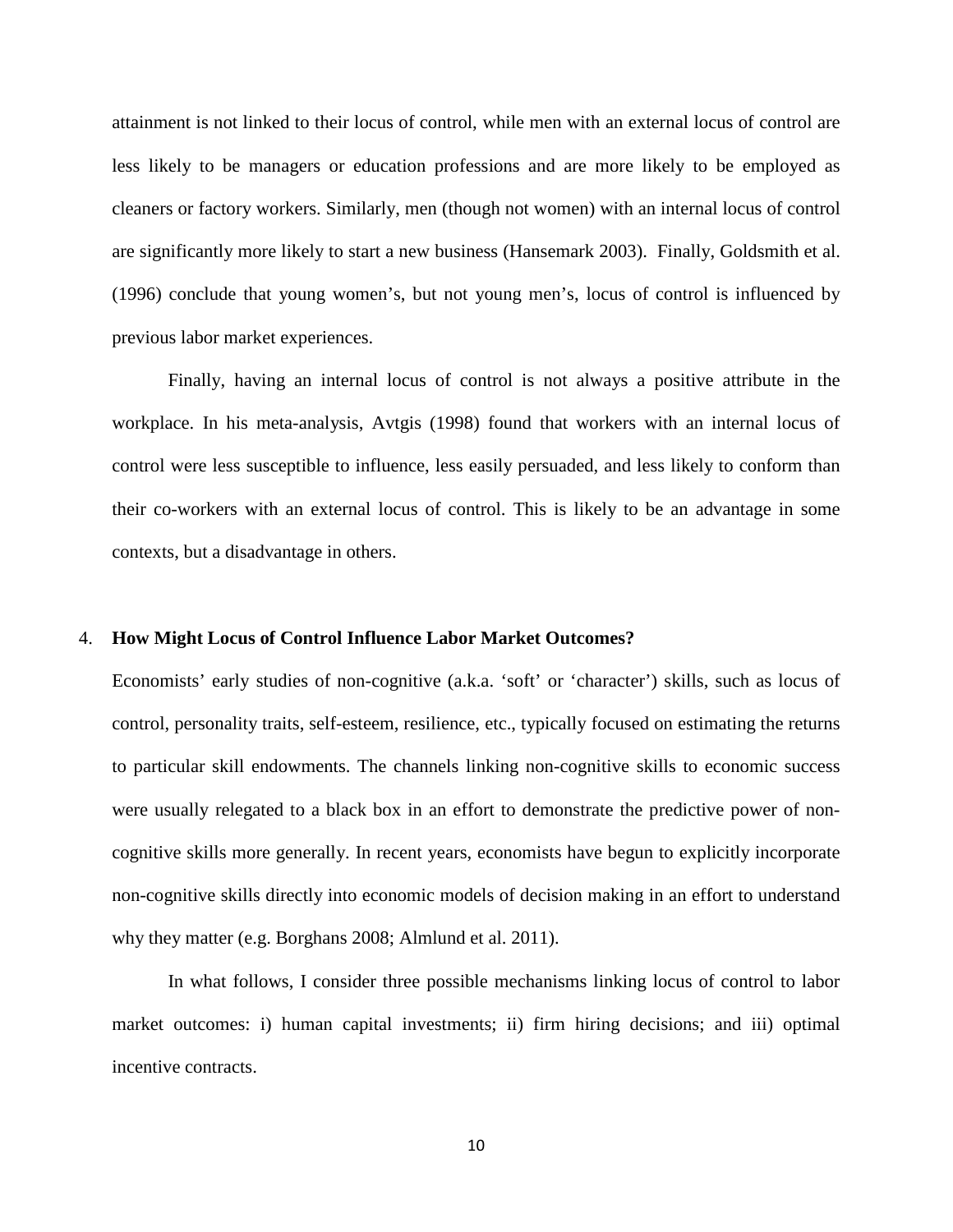attainment is not linked to their locus of control, while men with an external locus of control are less likely to be managers or education professions and are more likely to be employed as cleaners or factory workers. Similarly, men (though not women) with an internal locus of control are significantly more likely to start a new business (Hansemark 2003). Finally, Goldsmith et al. (1996) conclude that young women's, but not young men's, locus of control is influenced by previous labor market experiences.

Finally, having an internal locus of control is not always a positive attribute in the workplace. In his meta-analysis, Avtgis (1998) found that workers with an internal locus of control were less susceptible to influence, less easily persuaded, and less likely to conform than their co-workers with an external locus of control. This is likely to be an advantage in some contexts, but a disadvantage in others.

## 4. How Might Locus of Control Influence Labor Market Outcomes?

Economists' early studies of non-cognitive (a.k.a. 'soft' or 'character') skills, such as locus of control, personality traits, self-esteem, resilience, etc., typically focused on estimating the returns to particular skill endowments. The channels linking non-cognitive skills to economic success were usually relegated to a black box in an effort to demonstrate the predictive power of non-cognitive skills more generally. In recent years, economists have begun to explicitly incorporate non-cognitive skills directly into economic models of decision making in an effort to understand why they matter (e.g. Borghans 2008; Almlund et al. 2011).

In what follows, I consider three possible mechanisms linking locus of control to labor market outcomes: i) human capital investments; ii) firm hiring decisions; and iii) optimal incentive contracts.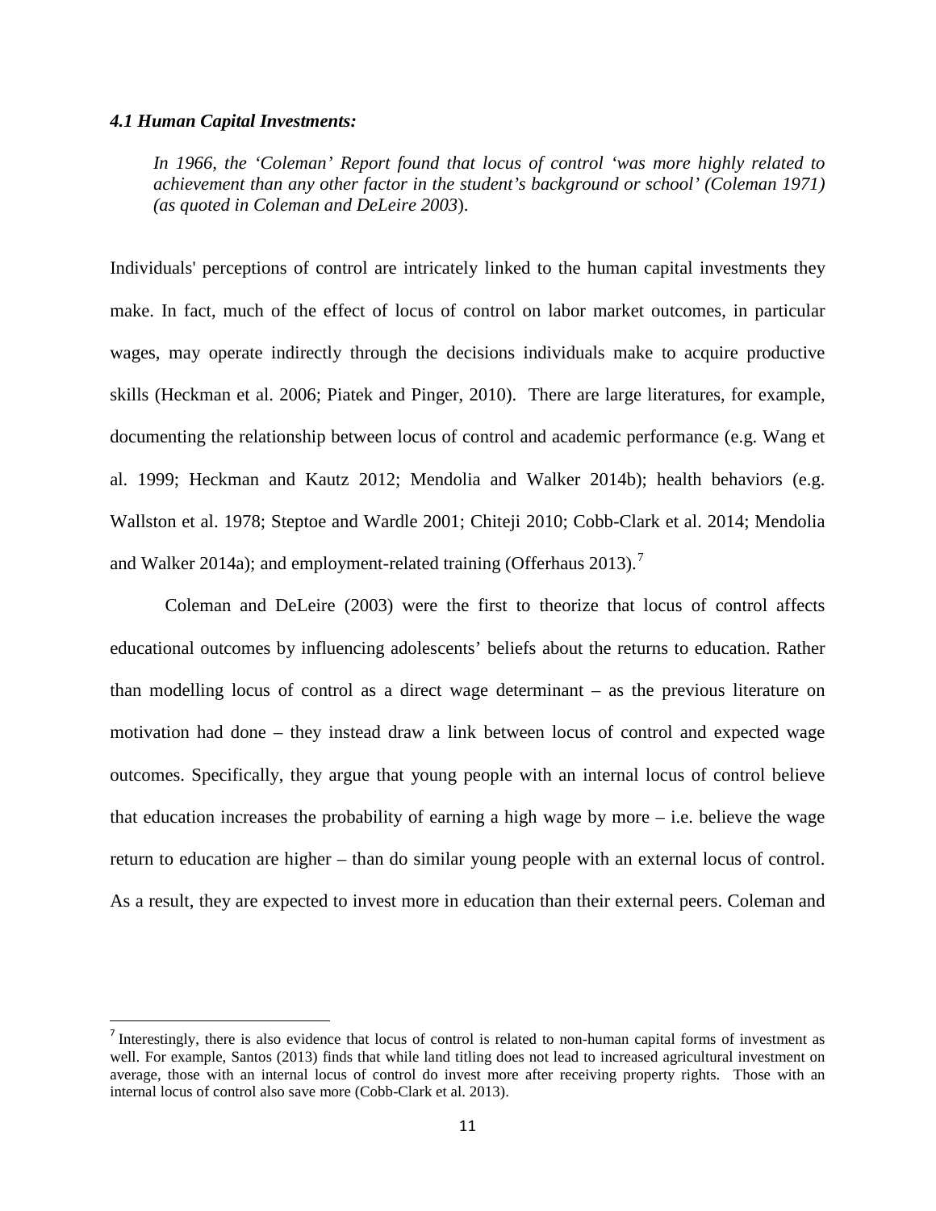### *4.1 Human Capital Investments:*

> *In 1966, the 'Coleman' Report found that locus of control 'was more highly related to achievement than any other factor in the student's background or school' (Coleman 1971) (as quoted in Coleman and DeLeire 2003*).

Individuals' perceptions of control are intricately linked to the human capital investments they make. In fact, much of the effect of locus of control on labor market outcomes, in particular wages, may operate indirectly through the decisions individuals make to acquire productive skills (Heckman et al. 2006; Piatek and Pinger, 2010). There are large literatures, for example, documenting the relationship between locus of control and academic performance (e.g. Wang et al. 1999; Heckman and Kautz 2012; Mendolia and Walker 2014b); health behaviors (e.g. Wallston et al. 1978; Steptoe and Wardle 2001; Chiteji 2010; Cobb-Clark et al. 2014; Mendolia and Walker 2014a); and employment-related training (Offerhaus 2013).[7]

Coleman and DeLeire (2003) were the first to theorize that locus of control affects educational outcomes by influencing adolescents' beliefs about the returns to education. Rather than modelling locus of control as a direct wage determinant – as the previous literature on motivation had done – they instead draw a link between locus of control and expected wage outcomes. Specifically, they argue that young people with an internal locus of control believe that education increases the probability of earning a high wage by more – i.e. believe the wage return to education are higher – than do similar young people with an external locus of control. As a result, they are expected to invest more in education than their external peers. Coleman and

[7] Interestingly, there is also evidence that locus of control is related to non-human capital forms of investment as well. For example, Santos (2013) finds that while land titling does not lead to increased agricultural investment on average, those with an internal locus of control do invest more after receiving property rights. Those with an internal locus of control also save more (Cobb-Clark et al. 2013).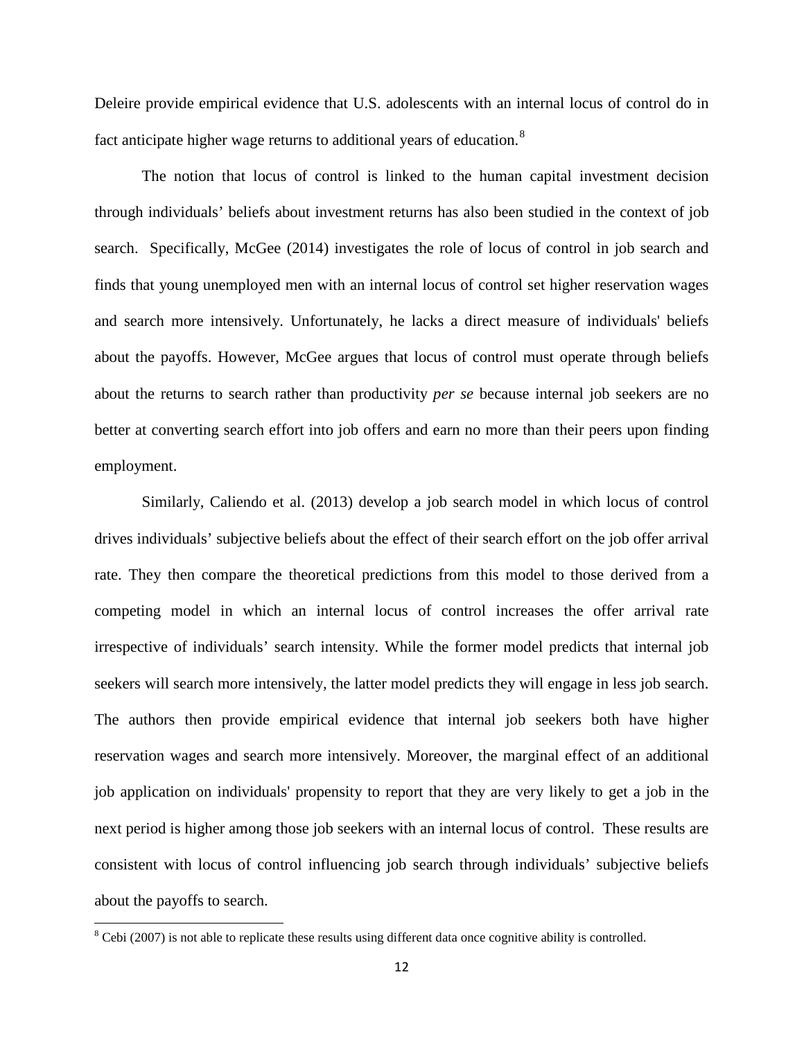Deleire provide empirical evidence that U.S. adolescents with an internal locus of control do in fact anticipate higher wage returns to additional years of education.[8]

The notion that locus of control is linked to the human capital investment decision through individuals' beliefs about investment returns has also been studied in the context of job search. Specifically, McGee (2014) investigates the role of locus of control in job search and finds that young unemployed men with an internal locus of control set higher reservation wages and search more intensively. Unfortunately, he lacks a direct measure of individuals' beliefs about the payoffs. However, McGee argues that locus of control must operate through beliefs about the returns to search rather than productivity *per se* because internal job seekers are no better at converting search effort into job offers and earn no more than their peers upon finding employment.

Similarly, Caliendo et al. (2013) develop a job search model in which locus of control drives individuals' subjective beliefs about the effect of their search effort on the job offer arrival rate. They then compare the theoretical predictions from this model to those derived from a competing model in which an internal locus of control increases the offer arrival rate irrespective of individuals' search intensity. While the former model predicts that internal job seekers will search more intensively, the latter model predicts they will engage in less job search. The authors then provide empirical evidence that internal job seekers both have higher reservation wages and search more intensively. Moreover, the marginal effect of an additional job application on individuals' propensity to report that they are very likely to get a job in the next period is higher among those job seekers with an internal locus of control. These results are consistent with locus of control influencing job search through individuals' subjective beliefs about the payoffs to search.

[8] Cebi (2007) is not able to replicate these results using different data once cognitive ability is controlled.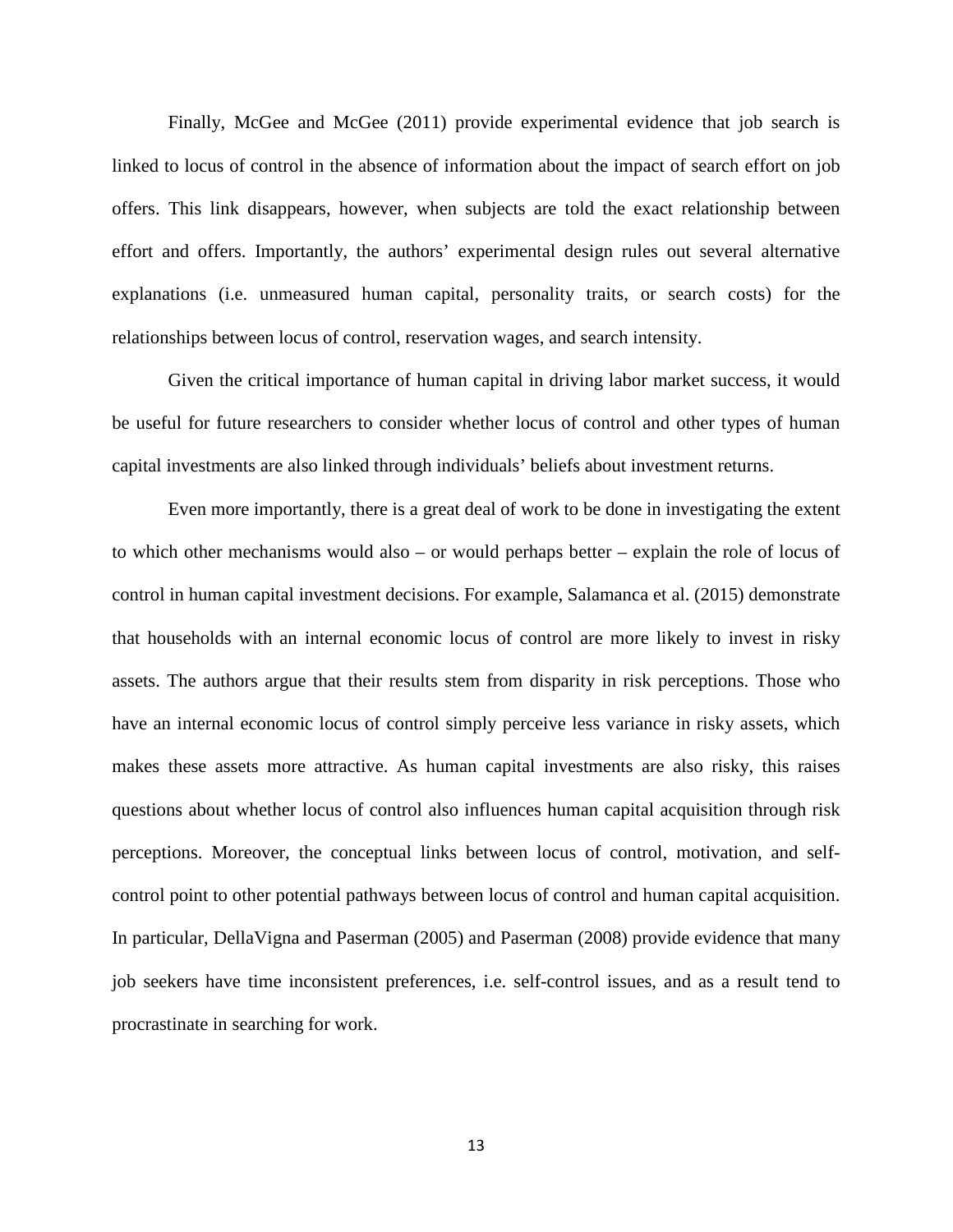Finally, McGee and McGee (2011) provide experimental evidence that job search is linked to locus of control in the absence of information about the impact of search effort on job offers. This link disappears, however, when subjects are told the exact relationship between effort and offers. Importantly, the authors' experimental design rules out several alternative explanations (i.e. unmeasured human capital, personality traits, or search costs) for the relationships between locus of control, reservation wages, and search intensity.

Given the critical importance of human capital in driving labor market success, it would be useful for future researchers to consider whether locus of control and other types of human capital investments are also linked through individuals' beliefs about investment returns.

Even more importantly, there is a great deal of work to be done in investigating the extent to which other mechanisms would also – or would perhaps better – explain the role of locus of control in human capital investment decisions. For example, Salamanca et al. (2015) demonstrate that households with an internal economic locus of control are more likely to invest in risky assets. The authors argue that their results stem from disparity in risk perceptions. Those who have an internal economic locus of control simply perceive less variance in risky assets, which makes these assets more attractive. As human capital investments are also risky, this raises questions about whether locus of control also influences human capital acquisition through risk perceptions. Moreover, the conceptual links between locus of control, motivation, and self-control point to other potential pathways between locus of control and human capital acquisition. In particular, DellaVigna and Paserman (2005) and Paserman (2008) provide evidence that many job seekers have time inconsistent preferences, i.e. self-control issues, and as a result tend to procrastinate in searching for work.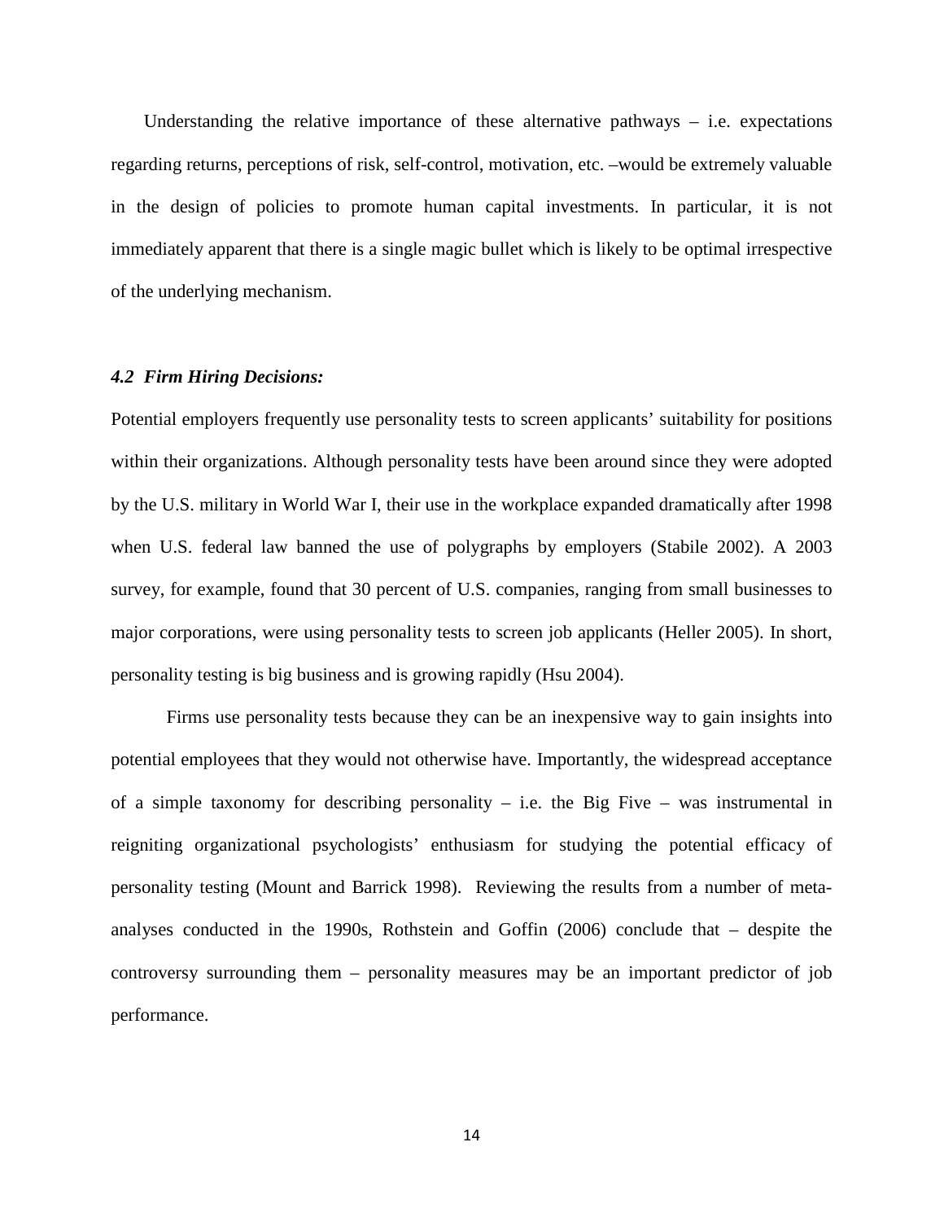Understanding the relative importance of these alternative pathways – i.e. expectations regarding returns, perceptions of risk, self-control, motivation, etc. –would be extremely valuable in the design of policies to promote human capital investments. In particular, it is not immediately apparent that there is a single magic bullet which is likely to be optimal irrespective of the underlying mechanism.

### *4.2 Firm Hiring Decisions:*

Potential employers frequently use personality tests to screen applicants' suitability for positions within their organizations. Although personality tests have been around since they were adopted by the U.S. military in World War I, their use in the workplace expanded dramatically after 1998 when U.S. federal law banned the use of polygraphs by employers (Stabile 2002). A 2003 survey, for example, found that 30 percent of U.S. companies, ranging from small businesses to major corporations, were using personality tests to screen job applicants (Heller 2005). In short, personality testing is big business and is growing rapidly (Hsu 2004).

Firms use personality tests because they can be an inexpensive way to gain insights into potential employees that they would not otherwise have. Importantly, the widespread acceptance of a simple taxonomy for describing personality – i.e. the Big Five – was instrumental in reigniting organizational psychologists' enthusiasm for studying the potential efficacy of personality testing (Mount and Barrick 1998). Reviewing the results from a number of meta-analyses conducted in the 1990s, Rothstein and Goffin (2006) conclude that – despite the controversy surrounding them – personality measures may be an important predictor of job performance.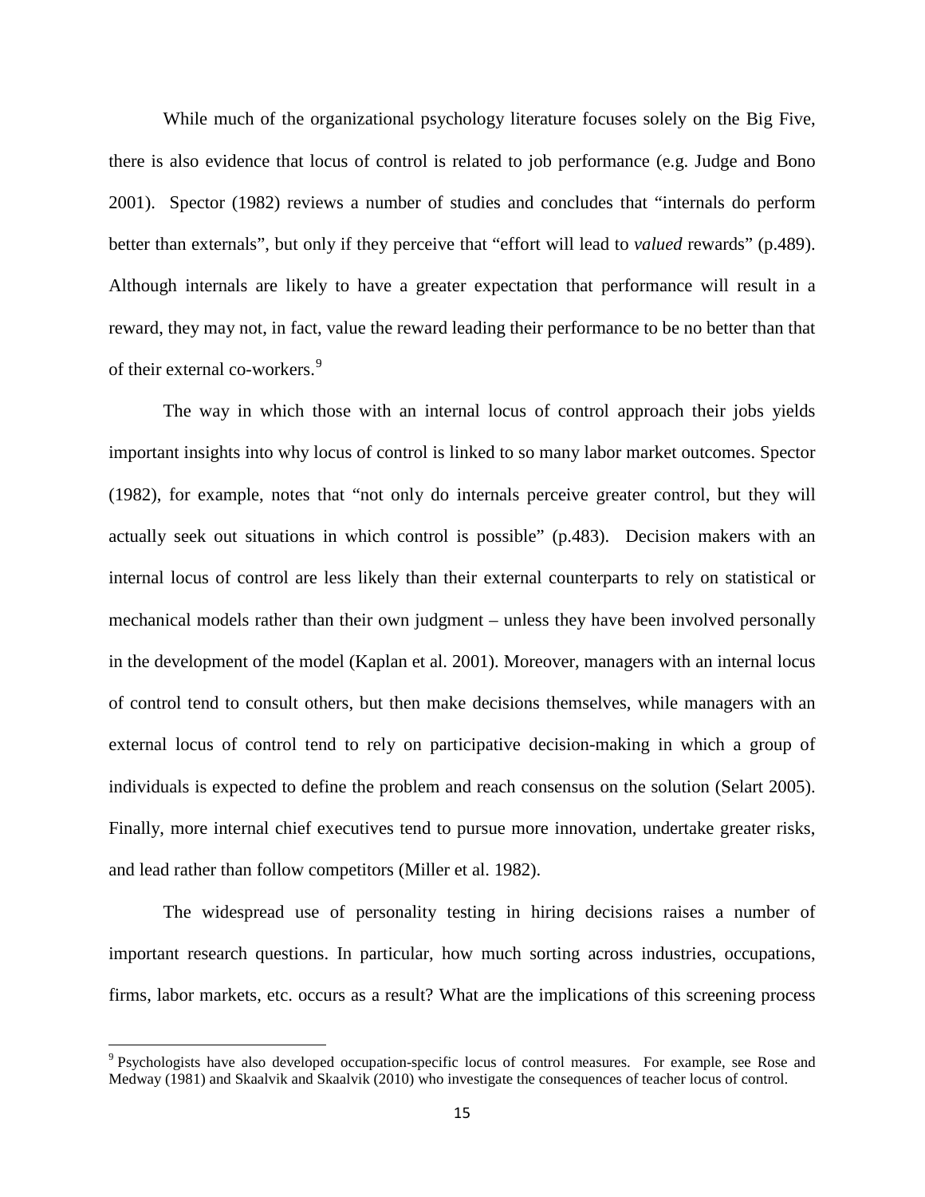While much of the organizational psychology literature focuses solely on the Big Five, there is also evidence that locus of control is related to job performance (e.g. Judge and Bono 2001). Spector (1982) reviews a number of studies and concludes that "internals do perform better than externals", but only if they perceive that "effort will lead to *valued* rewards" (p.489). Although internals are likely to have a greater expectation that performance will result in a reward, they may not, in fact, value the reward leading their performance to be no better than that of their external co-workers.[9]

The way in which those with an internal locus of control approach their jobs yields important insights into why locus of control is linked to so many labor market outcomes. Spector (1982), for example, notes that "not only do internals perceive greater control, but they will actually seek out situations in which control is possible" (p.483). Decision makers with an internal locus of control are less likely than their external counterparts to rely on statistical or mechanical models rather than their own judgment – unless they have been involved personally in the development of the model (Kaplan et al. 2001). Moreover, managers with an internal locus of control tend to consult others, but then make decisions themselves, while managers with an external locus of control tend to rely on participative decision-making in which a group of individuals is expected to define the problem and reach consensus on the solution (Selart 2005). Finally, more internal chief executives tend to pursue more innovation, undertake greater risks, and lead rather than follow competitors (Miller et al. 1982).

The widespread use of personality testing in hiring decisions raises a number of important research questions. In particular, how much sorting across industries, occupations, firms, labor markets, etc. occurs as a result? What are the implications of this screening process

[9] Psychologists have also developed occupation-specific locus of control measures. For example, see Rose and Medway (1981) and Skaalvik and Skaalvik (2010) who investigate the consequences of teacher locus of control.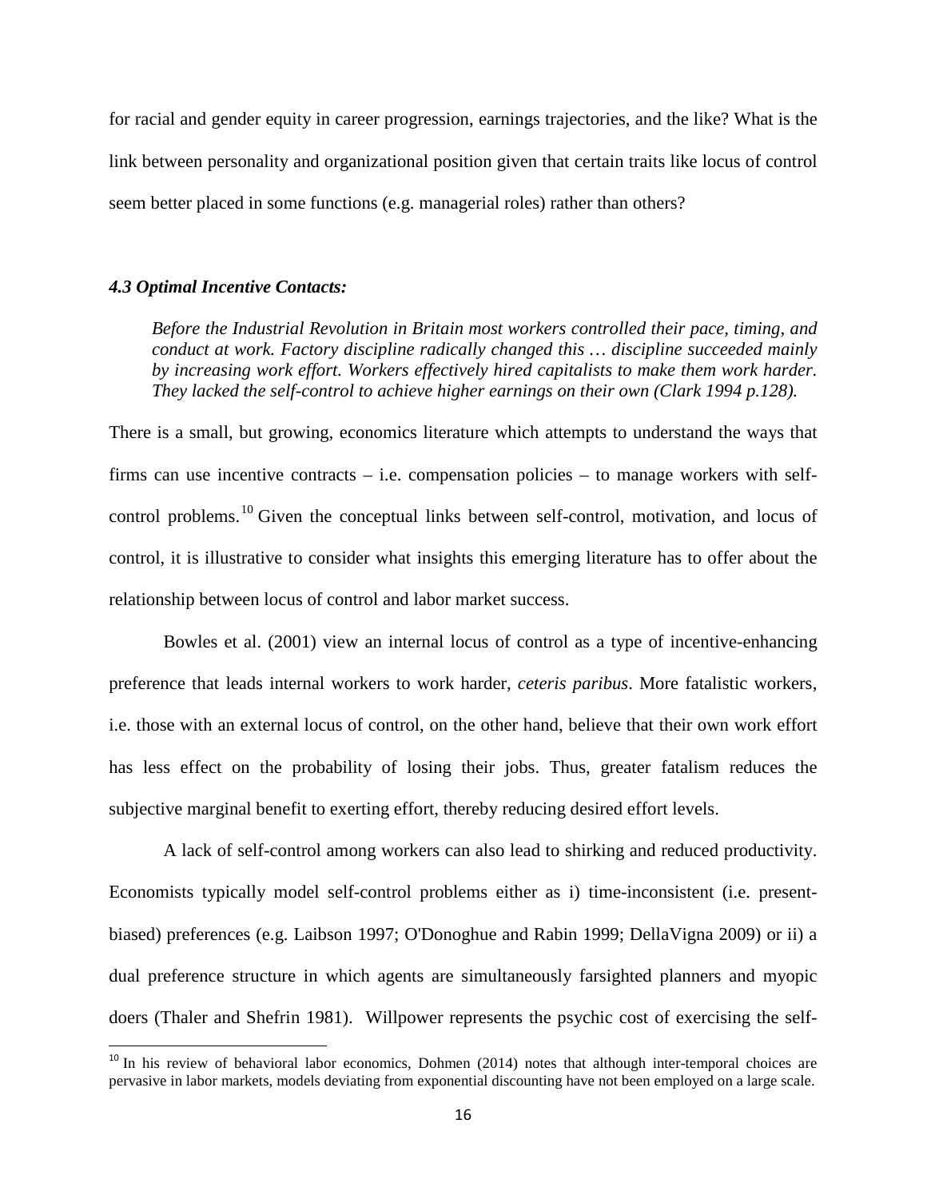for racial and gender equity in career progression, earnings trajectories, and the like? What is the link between personality and organizational position given that certain traits like locus of control seem better placed in some functions (e.g. managerial roles) rather than others?

### *4.3 Optimal Incentive Contacts:*

> *Before the Industrial Revolution in Britain most workers controlled their pace, timing, and conduct at work. Factory discipline radically changed this … discipline succeeded mainly by increasing work effort. Workers effectively hired capitalists to make them work harder. They lacked the self-control to achieve higher earnings on their own (Clark 1994 p.128).*

There is a small, but growing, economics literature which attempts to understand the ways that firms can use incentive contracts – i.e. compensation policies – to manage workers with self-control problems.[10] Given the conceptual links between self-control, motivation, and locus of control, it is illustrative to consider what insights this emerging literature has to offer about the relationship between locus of control and labor market success.

Bowles et al. (2001) view an internal locus of control as a type of incentive-enhancing preference that leads internal workers to work harder, *ceteris paribus*. More fatalistic workers, i.e. those with an external locus of control, on the other hand, believe that their own work effort has less effect on the probability of losing their jobs. Thus, greater fatalism reduces the subjective marginal benefit to exerting effort, thereby reducing desired effort levels.

A lack of self-control among workers can also lead to shirking and reduced productivity. Economists typically model self-control problems either as i) time-inconsistent (i.e. present-biased) preferences (e.g. Laibson 1997; O'Donoghue and Rabin 1999; DellaVigna 2009) or ii) a dual preference structure in which agents are simultaneously farsighted planners and myopic doers (Thaler and Shefrin 1981). Willpower represents the psychic cost of exercising the self-

[10] In his review of behavioral labor economics, Dohmen (2014) notes that although inter-temporal choices are pervasive in labor markets, models deviating from exponential discounting have not been employed on a large scale.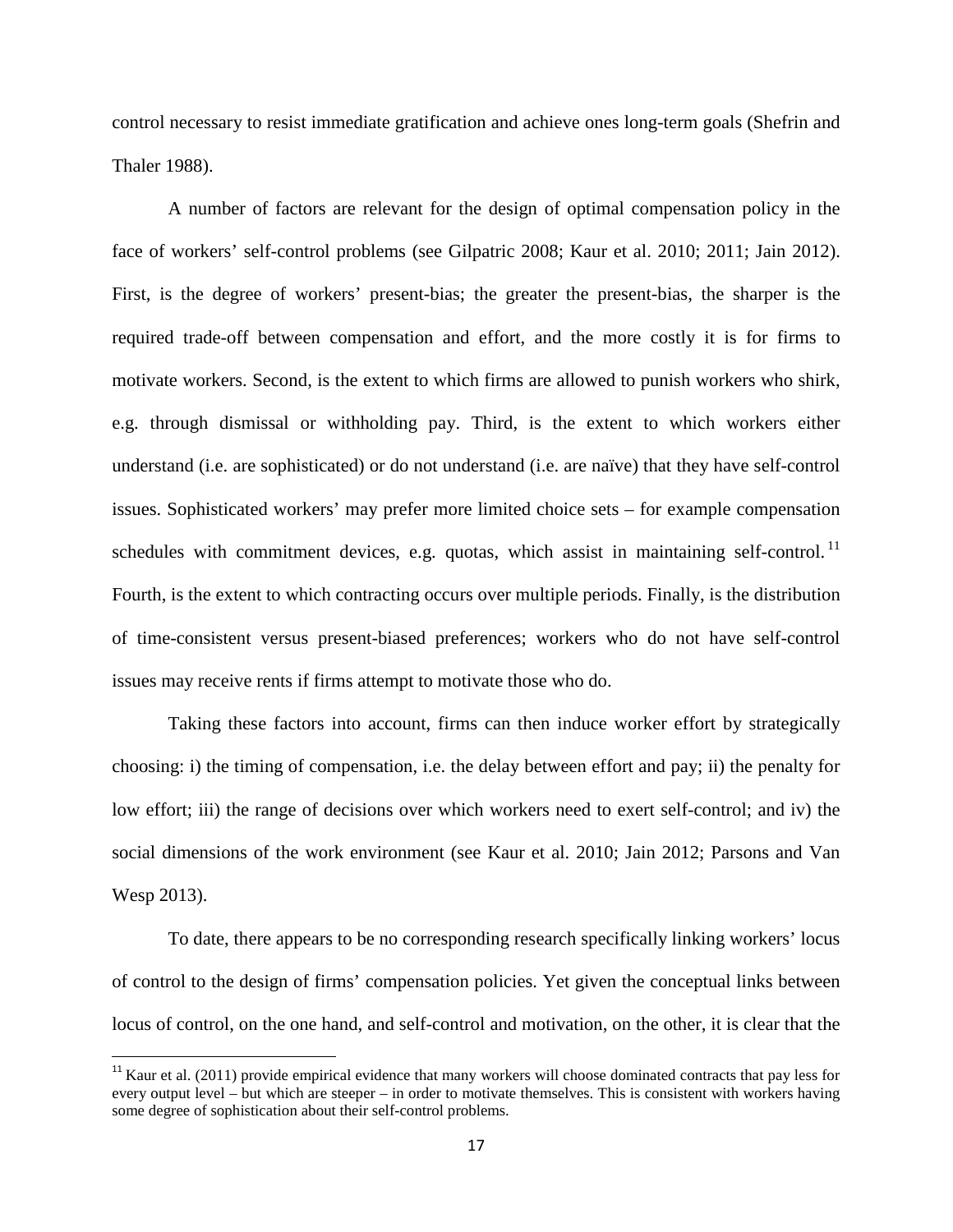control necessary to resist immediate gratification and achieve ones long-term goals (Shefrin and Thaler 1988).

A number of factors are relevant for the design of optimal compensation policy in the face of workers' self-control problems (see Gilpatric 2008; Kaur et al. 2010; 2011; Jain 2012). First, is the degree of workers' present-bias; the greater the present-bias, the sharper is the required trade-off between compensation and effort, and the more costly it is for firms to motivate workers. Second, is the extent to which firms are allowed to punish workers who shirk, e.g. through dismissal or withholding pay. Third, is the extent to which workers either understand (i.e. are sophisticated) or do not understand (i.e. are naïve) that they have self-control issues. Sophisticated workers' may prefer more limited choice sets – for example compensation schedules with commitment devices, e.g. quotas, which assist in maintaining self-control.[11] Fourth, is the extent to which contracting occurs over multiple periods. Finally, is the distribution of time-consistent versus present-biased preferences; workers who do not have self-control issues may receive rents if firms attempt to motivate those who do.

Taking these factors into account, firms can then induce worker effort by strategically choosing: i) the timing of compensation, i.e. the delay between effort and pay; ii) the penalty for low effort; iii) the range of decisions over which workers need to exert self-control; and iv) the social dimensions of the work environment (see Kaur et al. 2010; Jain 2012; Parsons and Van Wesp 2013).

To date, there appears to be no corresponding research specifically linking workers' locus of control to the design of firms' compensation policies. Yet given the conceptual links between locus of control, on the one hand, and self-control and motivation, on the other, it is clear that the

[11] Kaur et al. (2011) provide empirical evidence that many workers will choose dominated contracts that pay less for every output level – but which are steeper – in order to motivate themselves. This is consistent with workers having some degree of sophistication about their self-control problems.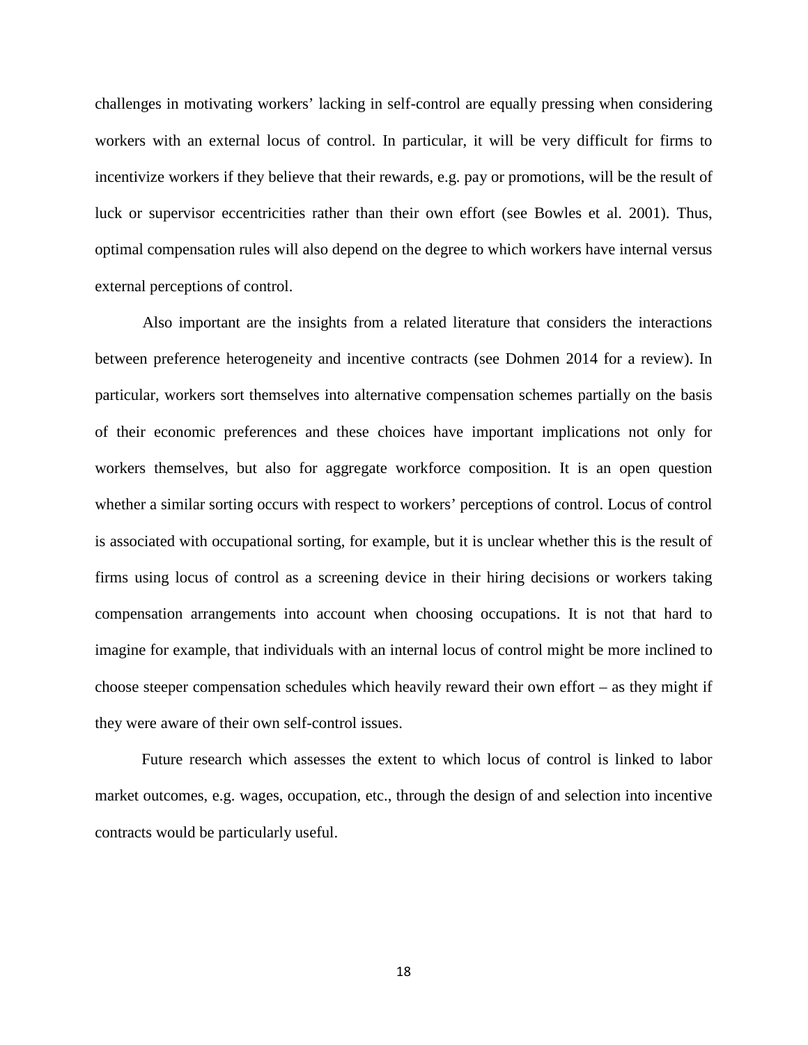challenges in motivating workers' lacking in self-control are equally pressing when considering workers with an external locus of control. In particular, it will be very difficult for firms to incentivize workers if they believe that their rewards, e.g. pay or promotions, will be the result of luck or supervisor eccentricities rather than their own effort (see Bowles et al. 2001). Thus, optimal compensation rules will also depend on the degree to which workers have internal versus external perceptions of control.

Also important are the insights from a related literature that considers the interactions between preference heterogeneity and incentive contracts (see Dohmen 2014 for a review). In particular, workers sort themselves into alternative compensation schemes partially on the basis of their economic preferences and these choices have important implications not only for workers themselves, but also for aggregate workforce composition. It is an open question whether a similar sorting occurs with respect to workers' perceptions of control. Locus of control is associated with occupational sorting, for example, but it is unclear whether this is the result of firms using locus of control as a screening device in their hiring decisions or workers taking compensation arrangements into account when choosing occupations. It is not that hard to imagine for example, that individuals with an internal locus of control might be more inclined to choose steeper compensation schedules which heavily reward their own effort – as they might if they were aware of their own self-control issues.

Future research which assesses the extent to which locus of control is linked to labor market outcomes, e.g. wages, occupation, etc., through the design of and selection into incentive contracts would be particularly useful.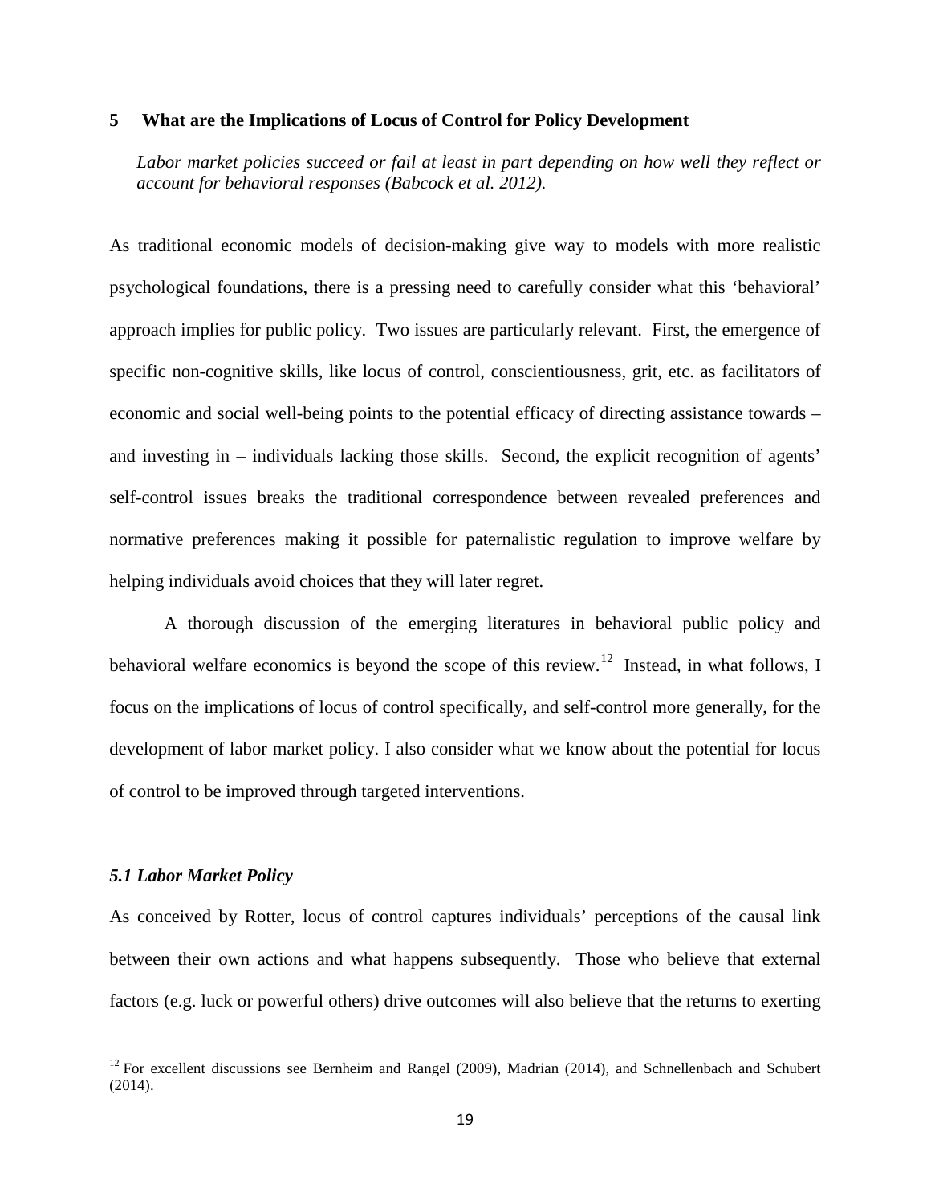## 5 What are the Implications of Locus of Control for Policy Development

*Labor market policies succeed or fail at least in part depending on how well they reflect or account for behavioral responses (Babcock et al. 2012).*

As traditional economic models of decision-making give way to models with more realistic psychological foundations, there is a pressing need to carefully consider what this 'behavioral' approach implies for public policy. Two issues are particularly relevant. First, the emergence of specific non-cognitive skills, like locus of control, conscientiousness, grit, etc. as facilitators of economic and social well-being points to the potential efficacy of directing assistance towards – and investing in – individuals lacking those skills. Second, the explicit recognition of agents' self-control issues breaks the traditional correspondence between revealed preferences and normative preferences making it possible for paternalistic regulation to improve welfare by helping individuals avoid choices that they will later regret.

A thorough discussion of the emerging literatures in behavioral public policy and behavioral welfare economics is beyond the scope of this review.[12] Instead, in what follows, I focus on the implications of locus of control specifically, and self-control more generally, for the development of labor market policy. I also consider what we know about the potential for locus of control to be improved through targeted interventions.

### *5.1 Labor Market Policy*

As conceived by Rotter, locus of control captures individuals' perceptions of the causal link between their own actions and what happens subsequently. Those who believe that external factors (e.g. luck or powerful others) drive outcomes will also believe that the returns to exerting

[12] For excellent discussions see Bernheim and Rangel (2009), Madrian (2014), and Schnellenbach and Schubert (2014).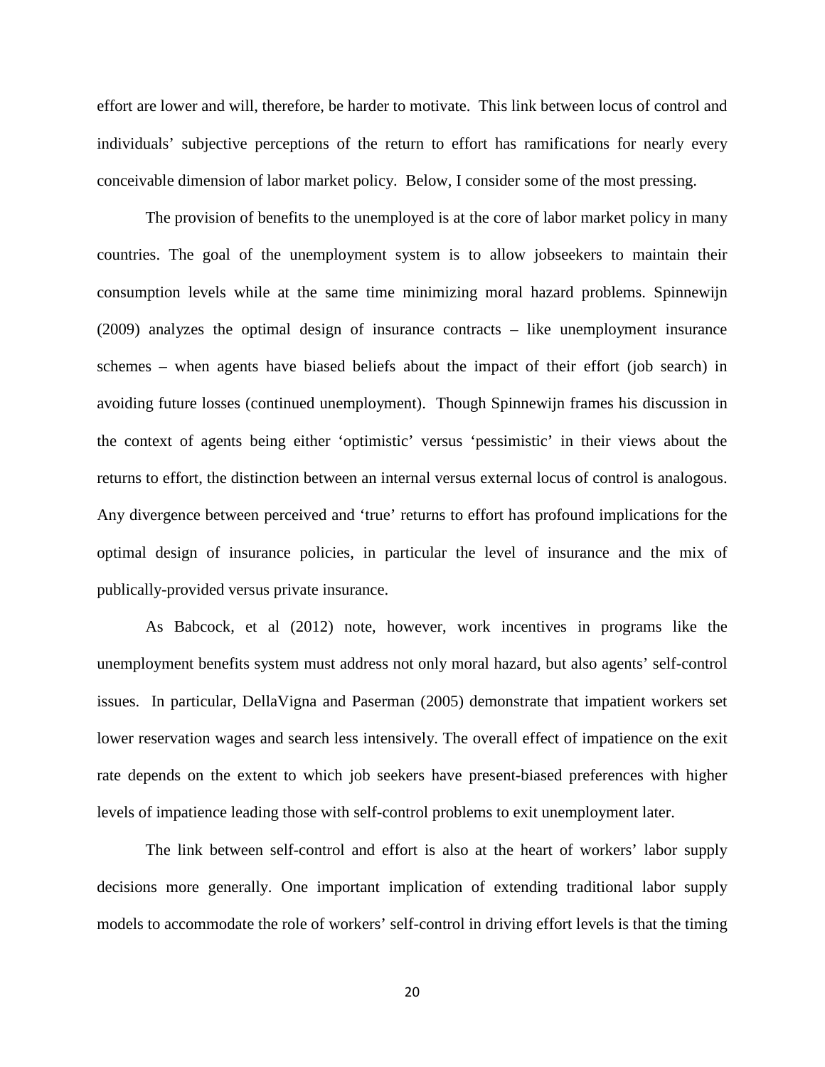effort are lower and will, therefore, be harder to motivate. This link between locus of control and individuals' subjective perceptions of the return to effort has ramifications for nearly every conceivable dimension of labor market policy. Below, I consider some of the most pressing.

The provision of benefits to the unemployed is at the core of labor market policy in many countries. The goal of the unemployment system is to allow jobseekers to maintain their consumption levels while at the same time minimizing moral hazard problems. Spinnewijn (2009) analyzes the optimal design of insurance contracts – like unemployment insurance schemes – when agents have biased beliefs about the impact of their effort (job search) in avoiding future losses (continued unemployment). Though Spinnewijn frames his discussion in the context of agents being either 'optimistic' versus 'pessimistic' in their views about the returns to effort, the distinction between an internal versus external locus of control is analogous. Any divergence between perceived and 'true' returns to effort has profound implications for the optimal design of insurance policies, in particular the level of insurance and the mix of publically-provided versus private insurance.

As Babcock, et al (2012) note, however, work incentives in programs like the unemployment benefits system must address not only moral hazard, but also agents' self-control issues. In particular, DellaVigna and Paserman (2005) demonstrate that impatient workers set lower reservation wages and search less intensively. The overall effect of impatience on the exit rate depends on the extent to which job seekers have present-biased preferences with higher levels of impatience leading those with self-control problems to exit unemployment later.

The link between self-control and effort is also at the heart of workers' labor supply decisions more generally. One important implication of extending traditional labor supply models to accommodate the role of workers' self-control in driving effort levels is that the timing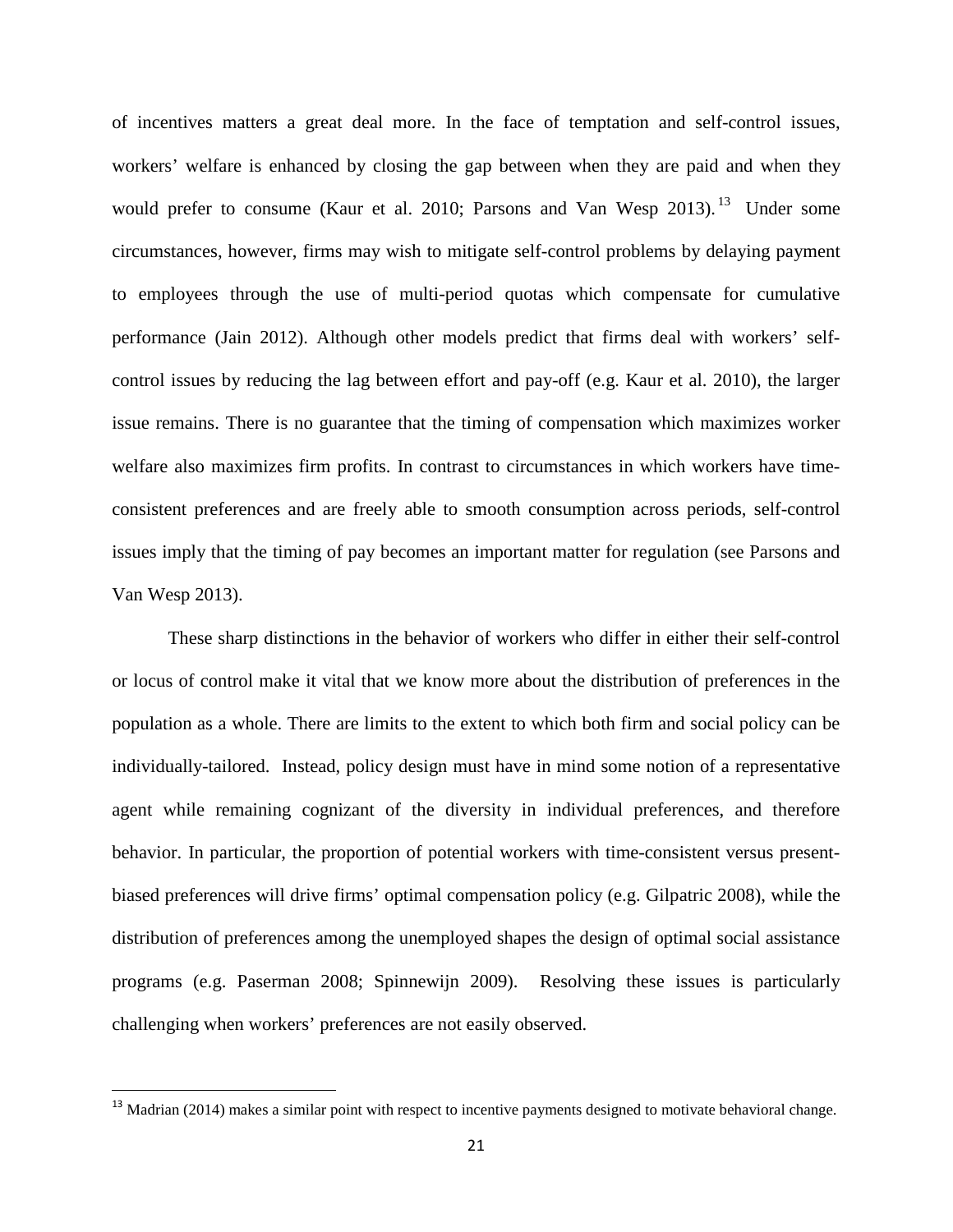of incentives matters a great deal more. In the face of temptation and self-control issues, workers' welfare is enhanced by closing the gap between when they are paid and when they would prefer to consume (Kaur et al. 2010; Parsons and Van Wesp 2013).[13] Under some circumstances, however, firms may wish to mitigate self-control problems by delaying payment to employees through the use of multi-period quotas which compensate for cumulative performance (Jain 2012). Although other models predict that firms deal with workers' self-control issues by reducing the lag between effort and pay-off (e.g. Kaur et al. 2010), the larger issue remains. There is no guarantee that the timing of compensation which maximizes worker welfare also maximizes firm profits. In contrast to circumstances in which workers have time-consistent preferences and are freely able to smooth consumption across periods, self-control issues imply that the timing of pay becomes an important matter for regulation (see Parsons and Van Wesp 2013).

These sharp distinctions in the behavior of workers who differ in either their self-control or locus of control make it vital that we know more about the distribution of preferences in the population as a whole. There are limits to the extent to which both firm and social policy can be individually-tailored. Instead, policy design must have in mind some notion of a representative agent while remaining cognizant of the diversity in individual preferences, and therefore behavior. In particular, the proportion of potential workers with time-consistent versus present-biased preferences will drive firms' optimal compensation policy (e.g. Gilpatric 2008), while the distribution of preferences among the unemployed shapes the design of optimal social assistance programs (e.g. Paserman 2008; Spinnewijn 2009). Resolving these issues is particularly challenging when workers' preferences are not easily observed.

---

[13] Madrian (2014) makes a similar point with respect to incentive payments designed to motivate behavioral change.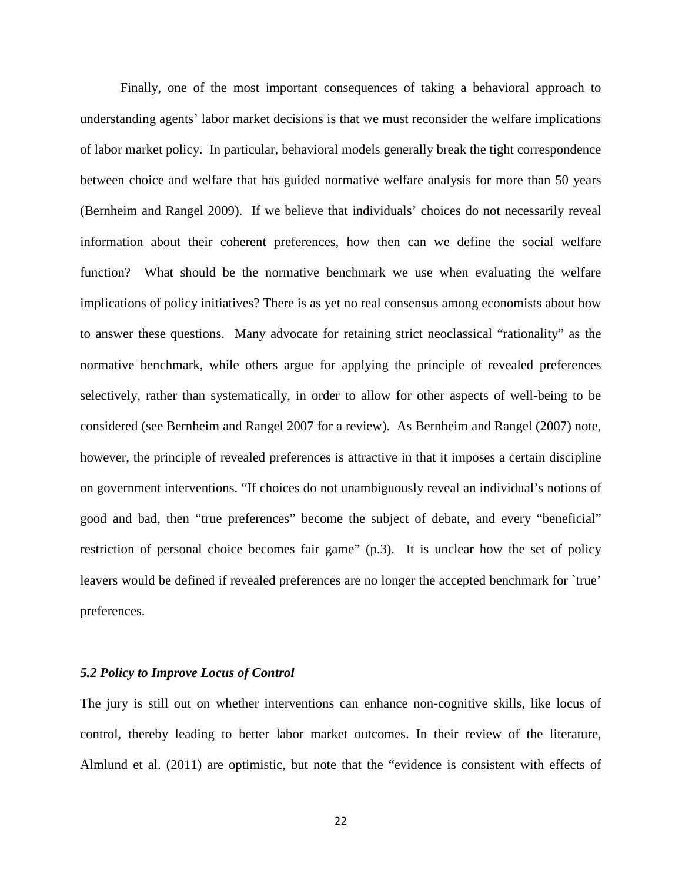Finally, one of the most important consequences of taking a behavioral approach to understanding agents' labor market decisions is that we must reconsider the welfare implications of labor market policy. In particular, behavioral models generally break the tight correspondence between choice and welfare that has guided normative welfare analysis for more than 50 years (Bernheim and Rangel 2009). If we believe that individuals' choices do not necessarily reveal information about their coherent preferences, how then can we define the social welfare function? What should be the normative benchmark we use when evaluating the welfare implications of policy initiatives? There is as yet no real consensus among economists about how to answer these questions. Many advocate for retaining strict neoclassical "rationality" as the normative benchmark, while others argue for applying the principle of revealed preferences selectively, rather than systematically, in order to allow for other aspects of well-being to be considered (see Bernheim and Rangel 2007 for a review). As Bernheim and Rangel (2007) note, however, the principle of revealed preferences is attractive in that it imposes a certain discipline on government interventions. "If choices do not unambiguously reveal an individual's notions of good and bad, then "true preferences" become the subject of debate, and every "beneficial" restriction of personal choice becomes fair game" (p.3). It is unclear how the set of policy leavers would be defined if revealed preferences are no longer the accepted benchmark for `true' preferences.

### *5.2 Policy to Improve Locus of Control*

The jury is still out on whether interventions can enhance non-cognitive skills, like locus of control, thereby leading to better labor market outcomes. In their review of the literature, Almlund et al. (2011) are optimistic, but note that the "evidence is consistent with effects of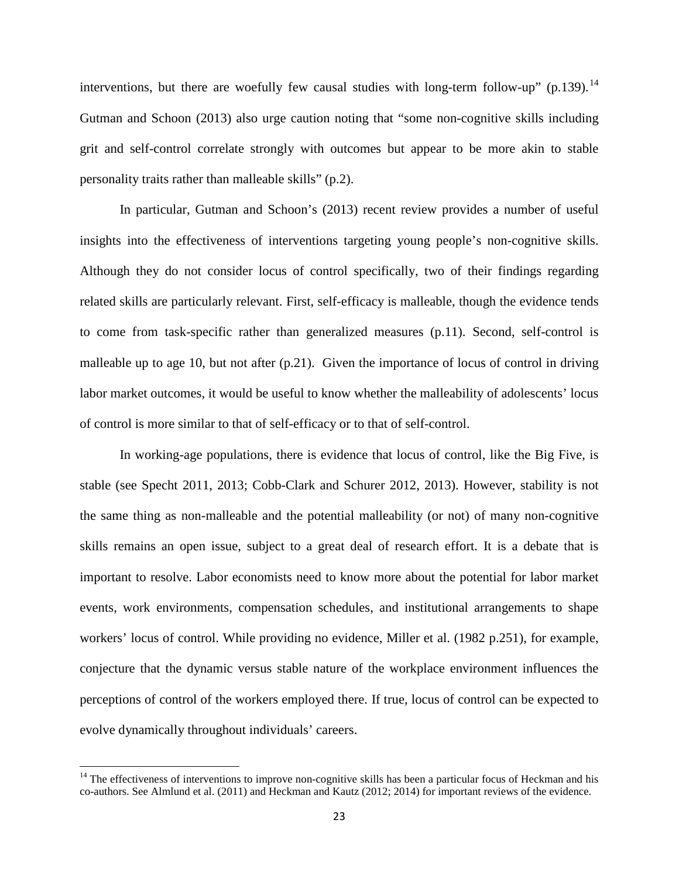interventions, but there are woefully few causal studies with long-term follow-up" (p.139).[14] Gutman and Schoon (2013) also urge caution noting that "some non-cognitive skills including grit and self-control correlate strongly with outcomes but appear to be more akin to stable personality traits rather than malleable skills" (p.2).

In particular, Gutman and Schoon's (2013) recent review provides a number of useful insights into the effectiveness of interventions targeting young people's non-cognitive skills. Although they do not consider locus of control specifically, two of their findings regarding related skills are particularly relevant. First, self-efficacy is malleable, though the evidence tends to come from task-specific rather than generalized measures (p.11). Second, self-control is malleable up to age 10, but not after (p.21). Given the importance of locus of control in driving labor market outcomes, it would be useful to know whether the malleability of adolescents' locus of control is more similar to that of self-efficacy or to that of self-control.

In working-age populations, there is evidence that locus of control, like the Big Five, is stable (see Specht 2011, 2013; Cobb-Clark and Schurer 2012, 2013). However, stability is not the same thing as non-malleable and the potential malleability (or not) of many non-cognitive skills remains an open issue, subject to a great deal of research effort. It is a debate that is important to resolve. Labor economists need to know more about the potential for labor market events, work environments, compensation schedules, and institutional arrangements to shape workers' locus of control. While providing no evidence, Miller et al. (1982 p.251), for example, conjecture that the dynamic versus stable nature of the workplace environment influences the perceptions of control of the workers employed there. If true, locus of control can be expected to evolve dynamically throughout individuals' careers.

[14] The effectiveness of interventions to improve non-cognitive skills has been a particular focus of Heckman and his co-authors. See Almlund et al. (2011) and Heckman and Kautz (2012; 2014) for important reviews of the evidence.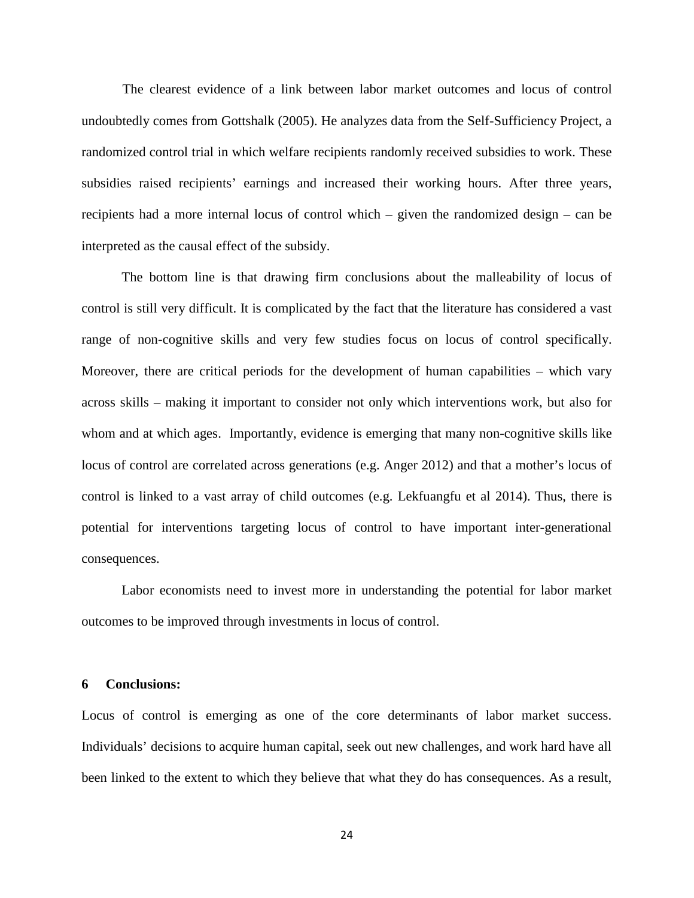The clearest evidence of a link between labor market outcomes and locus of control undoubtedly comes from Gottshalk (2005). He analyzes data from the Self-Sufficiency Project, a randomized control trial in which welfare recipients randomly received subsidies to work. These subsidies raised recipients' earnings and increased their working hours. After three years, recipients had a more internal locus of control which – given the randomized design – can be interpreted as the causal effect of the subsidy.

The bottom line is that drawing firm conclusions about the malleability of locus of control is still very difficult. It is complicated by the fact that the literature has considered a vast range of non-cognitive skills and very few studies focus on locus of control specifically. Moreover, there are critical periods for the development of human capabilities – which vary across skills – making it important to consider not only which interventions work, but also for whom and at which ages. Importantly, evidence is emerging that many non-cognitive skills like locus of control are correlated across generations (e.g. Anger 2012) and that a mother's locus of control is linked to a vast array of child outcomes (e.g. Lekfuangfu et al 2014). Thus, there is potential for interventions targeting locus of control to have important inter-generational consequences.

Labor economists need to invest more in understanding the potential for labor market outcomes to be improved through investments in locus of control.

## 6 Conclusions:

Locus of control is emerging as one of the core determinants of labor market success. Individuals' decisions to acquire human capital, seek out new challenges, and work hard have all been linked to the extent to which they believe that what they do has consequences. As a result,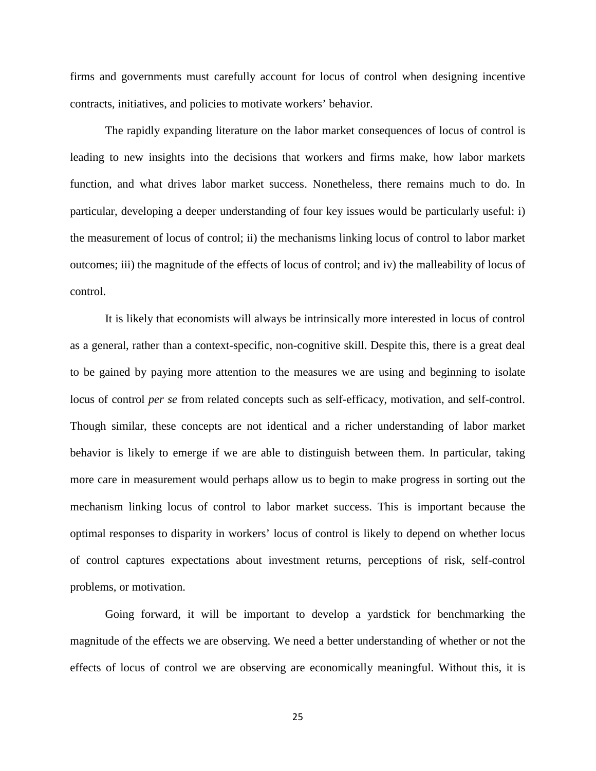firms and governments must carefully account for locus of control when designing incentive contracts, initiatives, and policies to motivate workers' behavior.

The rapidly expanding literature on the labor market consequences of locus of control is leading to new insights into the decisions that workers and firms make, how labor markets function, and what drives labor market success. Nonetheless, there remains much to do. In particular, developing a deeper understanding of four key issues would be particularly useful: i) the measurement of locus of control; ii) the mechanisms linking locus of control to labor market outcomes; iii) the magnitude of the effects of locus of control; and iv) the malleability of locus of control.

It is likely that economists will always be intrinsically more interested in locus of control as a general, rather than a context-specific, non-cognitive skill. Despite this, there is a great deal to be gained by paying more attention to the measures we are using and beginning to isolate locus of control *per se* from related concepts such as self-efficacy, motivation, and self-control. Though similar, these concepts are not identical and a richer understanding of labor market behavior is likely to emerge if we are able to distinguish between them. In particular, taking more care in measurement would perhaps allow us to begin to make progress in sorting out the mechanism linking locus of control to labor market success. This is important because the optimal responses to disparity in workers' locus of control is likely to depend on whether locus of control captures expectations about investment returns, perceptions of risk, self-control problems, or motivation.

Going forward, it will be important to develop a yardstick for benchmarking the magnitude of the effects we are observing. We need a better understanding of whether or not the effects of locus of control we are observing are economically meaningful. Without this, it is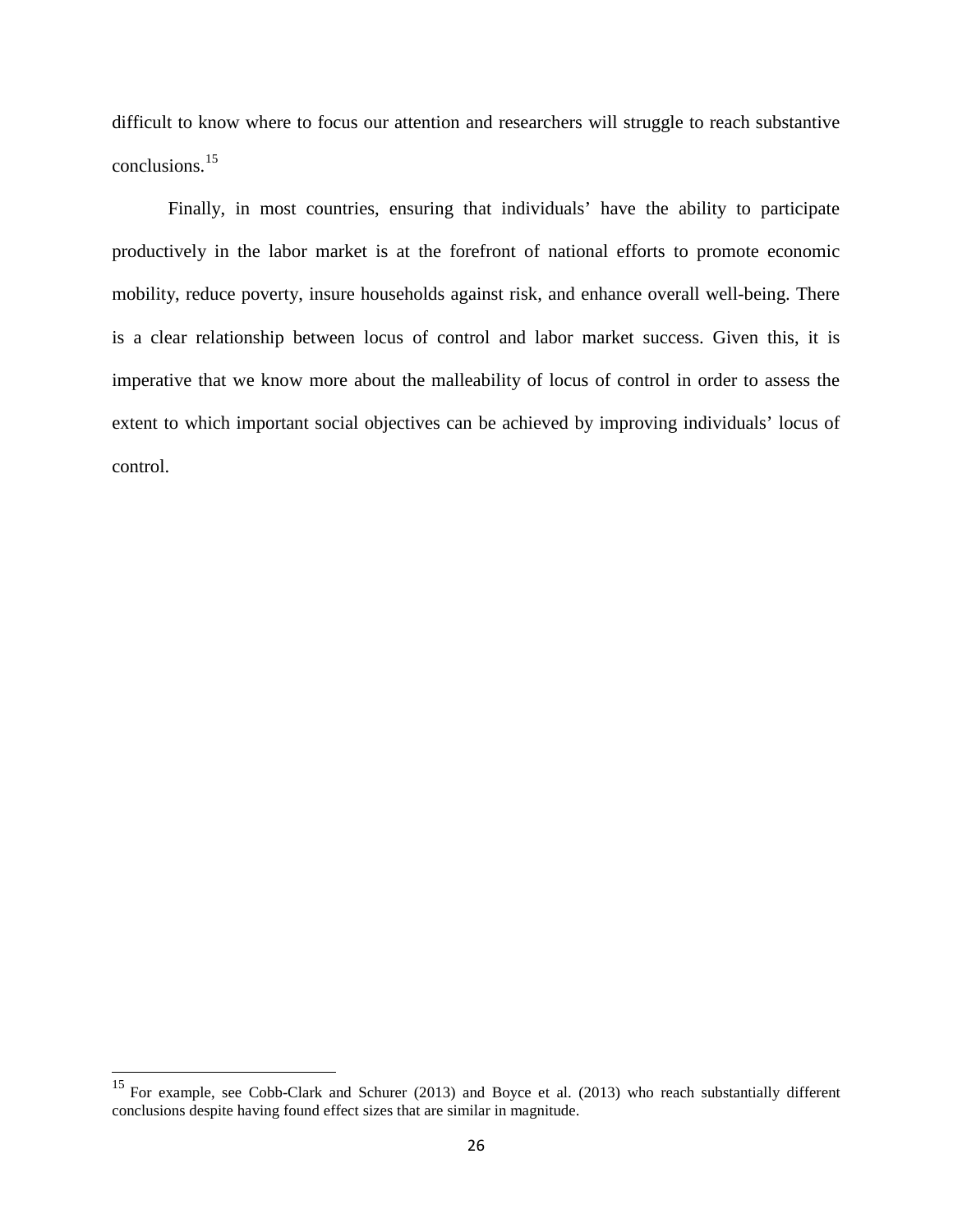difficult to know where to focus our attention and researchers will struggle to reach substantive conclusions.[15]

Finally, in most countries, ensuring that individuals' have the ability to participate productively in the labor market is at the forefront of national efforts to promote economic mobility, reduce poverty, insure households against risk, and enhance overall well-being. There is a clear relationship between locus of control and labor market success. Given this, it is imperative that we know more about the malleability of locus of control in order to assess the extent to which important social objectives can be achieved by improving individuals' locus of control.

---

[15] For example, see Cobb-Clark and Schurer (2013) and Boyce et al. (2013) who reach substantially different conclusions despite having found effect sizes that are similar in magnitude.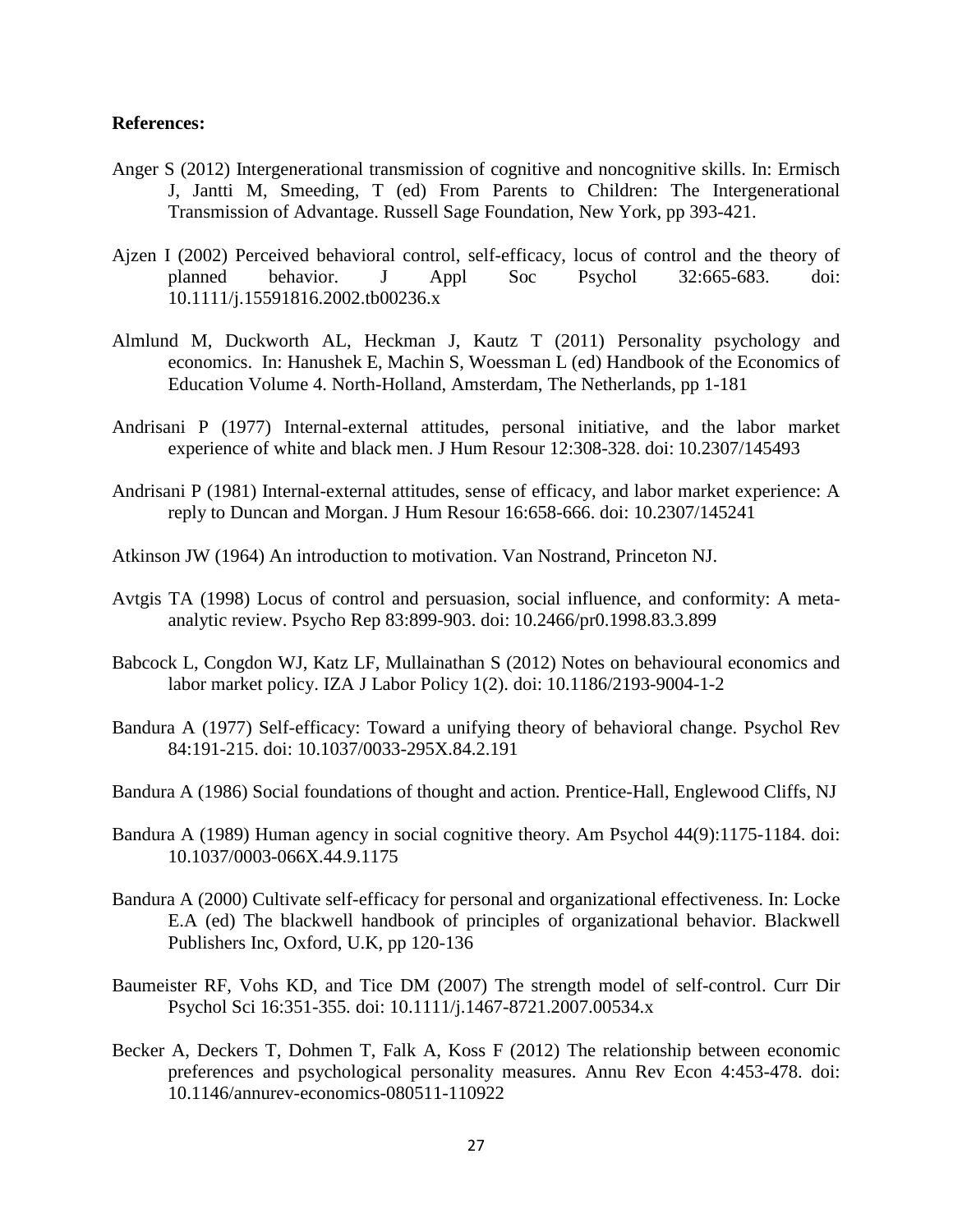**References:**

Anger S (2012) Intergenerational transmission of cognitive and noncognitive skills. In: Ermisch J, Jantti M, Smeeding, T (ed) From Parents to Children: The Intergenerational Transmission of Advantage. Russell Sage Foundation, New York, pp 393-421.

Ajzen I (2002) Perceived behavioral control, self-efficacy, locus of control and the theory of planned behavior. J Appl Soc Psychol 32:665-683. doi: 10.1111/j.15591816.2002.tb00236.x

Almlund M, Duckworth AL, Heckman J, Kautz T (2011) Personality psychology and economics. In: Hanushek E, Machin S, Woessman L (ed) Handbook of the Economics of Education Volume 4. North-Holland, Amsterdam, The Netherlands, pp 1-181

Andrisani P (1977) Internal-external attitudes, personal initiative, and the labor market experience of white and black men. J Hum Resour 12:308-328. doi: 10.2307/145493

Andrisani P (1981) Internal-external attitudes, sense of efficacy, and labor market experience: A reply to Duncan and Morgan. J Hum Resour 16:658-666. doi: 10.2307/145241

Atkinson JW (1964) An introduction to motivation. Van Nostrand, Princeton NJ.

Avtgis TA (1998) Locus of control and persuasion, social influence, and conformity: A meta-analytic review. Psycho Rep 83:899-903. doi: 10.2466/pr0.1998.83.3.899

Babcock L, Congdon WJ, Katz LF, Mullainathan S (2012) Notes on behavioural economics and labor market policy. IZA J Labor Policy 1(2). doi: 10.1186/2193-9004-1-2

Bandura A (1977) Self-efficacy: Toward a unifying theory of behavioral change. Psychol Rev 84:191-215. doi: 10.1037/0033-295X.84.2.191

Bandura A (1986) Social foundations of thought and action*.* Prentice-Hall, Englewood Cliffs, NJ

Bandura A (1989) Human agency in social cognitive theory*.* Am Psychol 44(9):1175-1184. doi: 10.1037/0003-066X.44.9.1175

Bandura A (2000) Cultivate self-efficacy for personal and organizational effectiveness. In: Locke E.A (ed) The blackwell handbook of principles of organizational behavior. Blackwell Publishers Inc, Oxford, U.K, pp 120-136

Baumeister RF, Vohs KD, and Tice DM (2007) The strength model of self-control. Curr Dir Psychol Sci 16:351-355*.* doi: 10.1111/j.1467-8721.2007.00534.x

Becker A, Deckers T, Dohmen T, Falk A, Koss F (2012) The relationship between economic preferences and psychological personality measures. Annu Rev Econ 4:453-478. doi: 10.1146/annurev-economics-080511-110922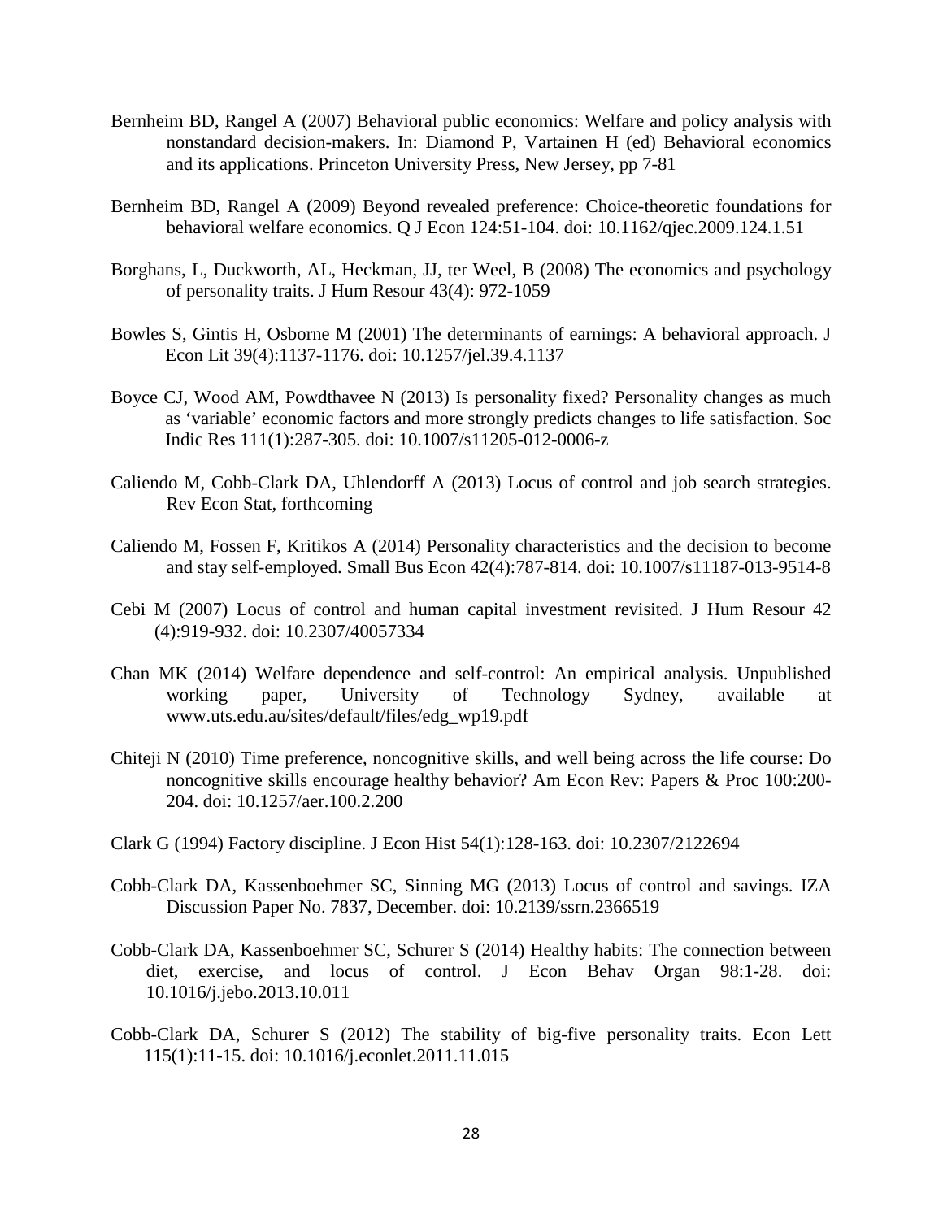Bernheim BD, Rangel A (2007) Behavioral public economics: Welfare and policy analysis with nonstandard decision-makers. In: Diamond P, Vartainen H (ed) Behavioral economics and its applications. Princeton University Press, New Jersey, pp 7-81

Bernheim BD, Rangel A (2009) Beyond revealed preference: Choice-theoretic foundations for behavioral welfare economics. Q J Econ 124:51-104. doi: 10.1162/qjec.2009.124.1.51

Borghans, L, Duckworth, AL, Heckman, JJ, ter Weel, B (2008) The economics and psychology of personality traits. J Hum Resour 43(4): 972-1059

Bowles S, Gintis H, Osborne M (2001) The determinants of earnings: A behavioral approach. J Econ Lit 39(4):1137-1176. doi: 10.1257/jel.39.4.1137

Boyce CJ, Wood AM, Powdthavee N (2013) Is personality fixed? Personality changes as much as 'variable' economic factors and more strongly predicts changes to life satisfaction. Soc Indic Res 111(1):287-305. doi: 10.1007/s11205-012-0006-z

Caliendo M, Cobb-Clark DA, Uhlendorff A (2013) Locus of control and job search strategies. Rev Econ Stat, forthcoming

Caliendo M, Fossen F, Kritikos A (2014) Personality characteristics and the decision to become and stay self-employed. Small Bus Econ 42(4):787-814. doi: 10.1007/s11187-013-9514-8

Cebi M (2007) Locus of control and human capital investment revisited. J Hum Resour 42 (4):919-932. doi: 10.2307/40057334

Chan MK (2014) Welfare dependence and self-control: An empirical analysis. Unpublished working paper, University of Technology Sydney, available at www.uts.edu.au/sites/default/files/edg_wp19.pdf

Chiteji N (2010) Time preference, noncognitive skills, and well being across the life course: Do noncognitive skills encourage healthy behavior? Am Econ Rev: Papers & Proc 100:200-204. doi: 10.1257/aer.100.2.200

Clark G (1994) Factory discipline. J Econ Hist 54(1):128-163. doi: 10.2307/2122694

Cobb-Clark DA, Kassenboehmer SC, Sinning MG (2013) Locus of control and savings. IZA Discussion Paper No. 7837, December. doi: 10.2139/ssrn.2366519

Cobb-Clark DA, Kassenboehmer SC, Schurer S (2014) Healthy habits: The connection between diet, exercise, and locus of control. J Econ Behav Organ 98:1-28. doi: 10.1016/j.jebo.2013.10.011

Cobb-Clark DA, Schurer S (2012) The stability of big-five personality traits. Econ Lett 115(1):11-15. doi: 10.1016/j.econlet.2011.11.015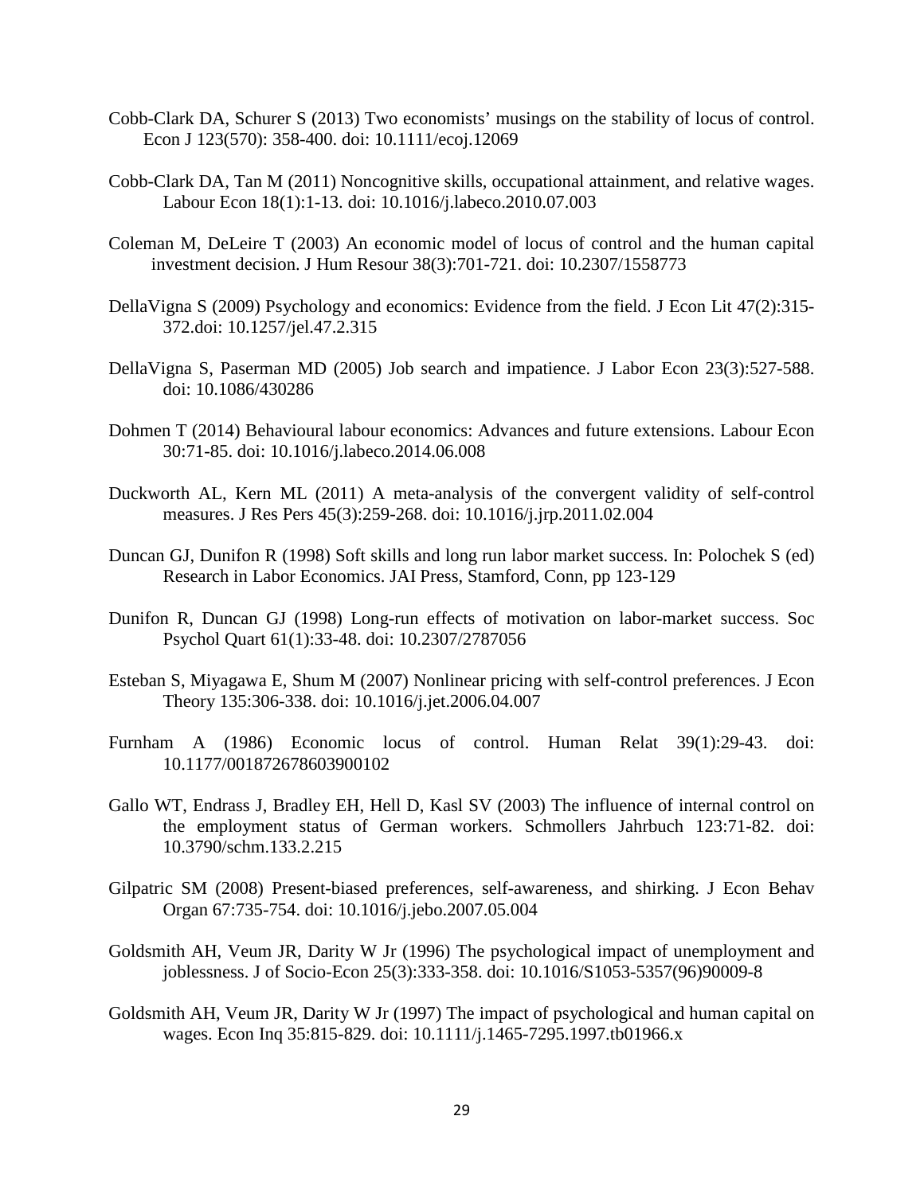Cobb-Clark DA, Schurer S (2013) Two economists' musings on the stability of locus of control. Econ J 123(570): 358-400. doi: 10.1111/ecoj.12069

Cobb-Clark DA, Tan M (2011) Noncognitive skills, occupational attainment, and relative wages. Labour Econ 18(1):1-13. doi: 10.1016/j.labeco.2010.07.003

Coleman M, DeLeire T (2003) An economic model of locus of control and the human capital investment decision. J Hum Resour 38(3):701-721. doi: 10.2307/1558773

DellaVigna S (2009) Psychology and economics: Evidence from the field. J Econ Lit 47(2):315-372.doi: 10.1257/jel.47.2.315

DellaVigna S, Paserman MD (2005) Job search and impatience. J Labor Econ 23(3):527-588. doi: 10.1086/430286

Dohmen T (2014) Behavioural labour economics: Advances and future extensions. Labour Econ 30:71-85. doi: 10.1016/j.labeco.2014.06.008

Duckworth AL, Kern ML (2011) A meta-analysis of the convergent validity of self-control measures. J Res Pers 45(3):259-268. doi: 10.1016/j.jrp.2011.02.004

Duncan GJ, Dunifon R (1998) Soft skills and long run labor market success. In: Polochek S (ed) Research in Labor Economics. JAI Press, Stamford, Conn, pp 123-129

Dunifon R, Duncan GJ (1998) Long-run effects of motivation on labor-market success. Soc Psychol Quart 61(1):33-48. doi: 10.2307/2787056

Esteban S, Miyagawa E, Shum M (2007) Nonlinear pricing with self-control preferences. J Econ Theory 135:306-338. doi: 10.1016/j.jet.2006.04.007

Furnham A (1986) Economic locus of control. Human Relat 39(1):29-43. doi: 10.1177/001872678603900102

Gallo WT, Endrass J, Bradley EH, Hell D, Kasl SV (2003) The influence of internal control on the employment status of German workers. Schmollers Jahrbuch 123:71-82. doi: 10.3790/schm.133.2.215

Gilpatric SM (2008) Present-biased preferences, self-awareness, and shirking. J Econ Behav Organ 67:735-754. doi: 10.1016/j.jebo.2007.05.004

Goldsmith AH, Veum JR, Darity W Jr (1996) The psychological impact of unemployment and joblessness. J of Socio-Econ 25(3):333-358. doi: 10.1016/S1053-5357(96)90009-8

Goldsmith AH, Veum JR, Darity W Jr (1997) The impact of psychological and human capital on wages. Econ Inq 35:815-829. doi: 10.1111/j.1465-7295.1997.tb01966.x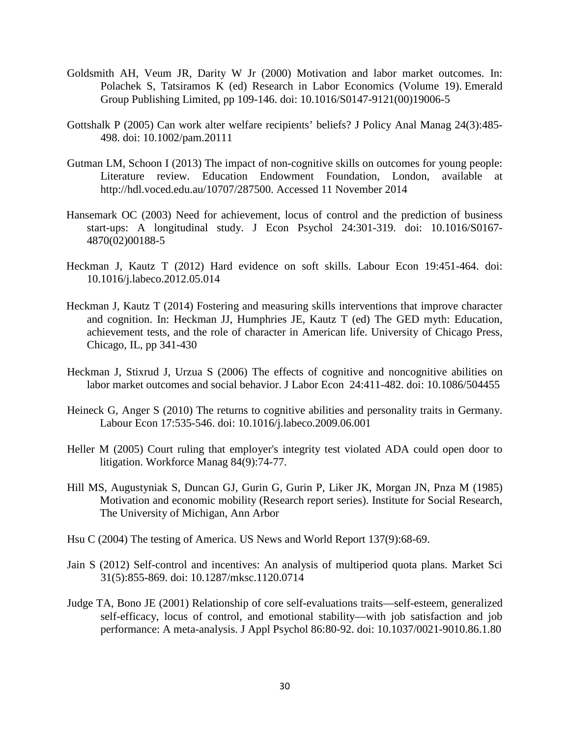Goldsmith AH, Veum JR, Darity W Jr (2000) Motivation and labor market outcomes. In: Polachek S, Tatsiramos K (ed) Research in Labor Economics (Volume 19). Emerald Group Publishing Limited, pp 109-146. doi: 10.1016/S0147-9121(00)19006-5

Gottshalk P (2005) Can work alter welfare recipients' beliefs? J Policy Anal Manag 24(3):485-498. doi: 10.1002/pam.20111

Gutman LM, Schoon I (2013) The impact of non-cognitive skills on outcomes for young people: Literature review. Education Endowment Foundation, London, available at http://hdl.voced.edu.au/10707/287500. Accessed 11 November 2014

Hansemark OC (2003) Need for achievement, locus of control and the prediction of business start-ups: A longitudinal study. J Econ Psychol 24:301-319. doi: 10.1016/S0167-4870(02)00188-5

Heckman J, Kautz T (2012) Hard evidence on soft skills. Labour Econ 19:451-464. doi: 10.1016/j.labeco.2012.05.014

Heckman J, Kautz T (2014) Fostering and measuring skills interventions that improve character and cognition. In: Heckman JJ, Humphries JE, Kautz T (ed) The GED myth: Education, achievement tests, and the role of character in American life. University of Chicago Press, Chicago, IL, pp 341-430

Heckman J, Stixrud J, Urzua S (2006) The effects of cognitive and noncognitive abilities on labor market outcomes and social behavior. J Labor Econ 24:411-482. doi: 10.1086/504455

Heineck G, Anger S (2010) The returns to cognitive abilities and personality traits in Germany. Labour Econ 17:535-546. doi: 10.1016/j.labeco.2009.06.001

Heller M (2005) Court ruling that employer's integrity test violated ADA could open door to litigation. Workforce Manag 84(9):74-77.

Hill MS, Augustyniak S, Duncan GJ, Gurin G, Gurin P, Liker JK, Morgan JN, Pnza M (1985) Motivation and economic mobility (Research report series). Institute for Social Research, The University of Michigan, Ann Arbor

Hsu C (2004) The testing of America. US News and World Report 137(9):68-69.

Jain S (2012) Self-control and incentives: An analysis of multiperiod quota plans. Market Sci 31(5):855-869. doi: 10.1287/mksc.1120.0714

Judge TA, Bono JE (2001) Relationship of core self-evaluations traits—self-esteem, generalized self-efficacy, locus of control, and emotional stability—with job satisfaction and job performance: A meta-analysis. J Appl Psychol 86:80-92. doi: 10.1037/0021-9010.86.1.80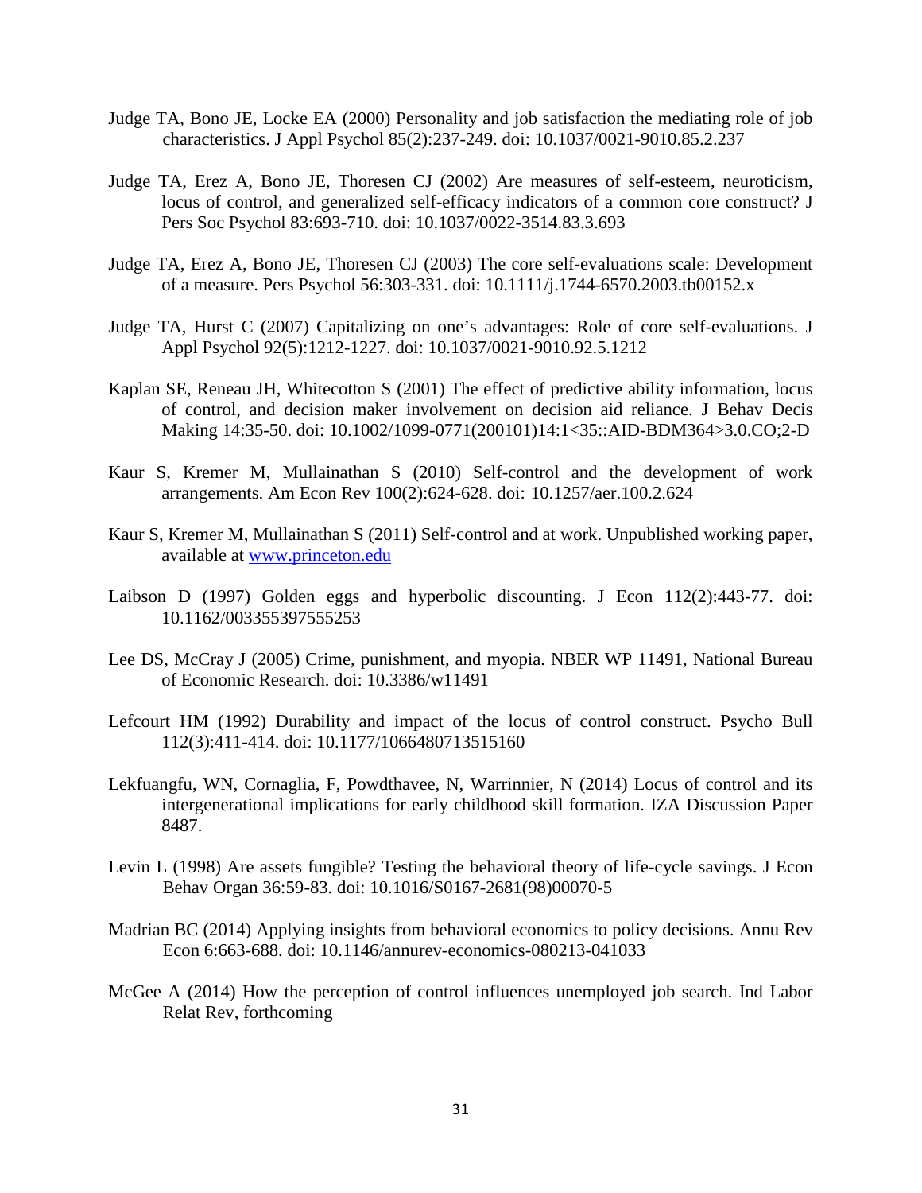Judge TA, Bono JE, Locke EA (2000) Personality and job satisfaction the mediating role of job characteristics. J Appl Psychol 85(2):237-249. doi: 10.1037/0021-9010.85.2.237

Judge TA, Erez A, Bono JE, Thoresen CJ (2002) Are measures of self-esteem, neuroticism, locus of control, and generalized self-efficacy indicators of a common core construct? J Pers Soc Psychol 83:693-710. doi: 10.1037/0022-3514.83.3.693

Judge TA, Erez A, Bono JE, Thoresen CJ (2003) The core self-evaluations scale: Development of a measure. Pers Psychol 56:303-331. doi: 10.1111/j.1744-6570.2003.tb00152.x

Judge TA, Hurst C (2007) Capitalizing on one's advantages: Role of core self-evaluations. J Appl Psychol 92(5):1212-1227. doi: 10.1037/0021-9010.92.5.1212

Kaplan SE, Reneau JH, Whitecotton S (2001) The effect of predictive ability information, locus of control, and decision maker involvement on decision aid reliance. J Behav Decis Making 14:35-50. doi: 10.1002/1099-0771(200101)14:1<35::AID-BDM364>3.0.CO;2-D

Kaur S, Kremer M, Mullainathan S (2010) Self-control and the development of work arrangements. Am Econ Rev 100(2):624-628. doi: 10.1257/aer.100.2.624

Kaur S, Kremer M, Mullainathan S (2011) Self-control and at work. Unpublished working paper, available at www.princeton.edu

Laibson D (1997) Golden eggs and hyperbolic discounting. J Econ 112(2):443-77. doi: 10.1162/003355397555253

Lee DS, McCray J (2005) Crime, punishment, and myopia. NBER WP 11491, National Bureau of Economic Research. doi: 10.3386/w11491

Lefcourt HM (1992) Durability and impact of the locus of control construct. Psycho Bull 112(3):411-414. doi: 10.1177/1066480713515160

Lekfuangfu, WN, Cornaglia, F, Powdthavee, N, Warrinnier, N (2014) Locus of control and its intergenerational implications for early childhood skill formation. IZA Discussion Paper 8487.

Levin L (1998) Are assets fungible? Testing the behavioral theory of life-cycle savings. J Econ Behav Organ 36:59-83. doi: 10.1016/S0167-2681(98)00070-5

Madrian BC (2014) Applying insights from behavioral economics to policy decisions. Annu Rev Econ 6:663-688. doi: 10.1146/annurev-economics-080213-041033

McGee A (2014) How the perception of control influences unemployed job search. Ind Labor Relat Rev, forthcoming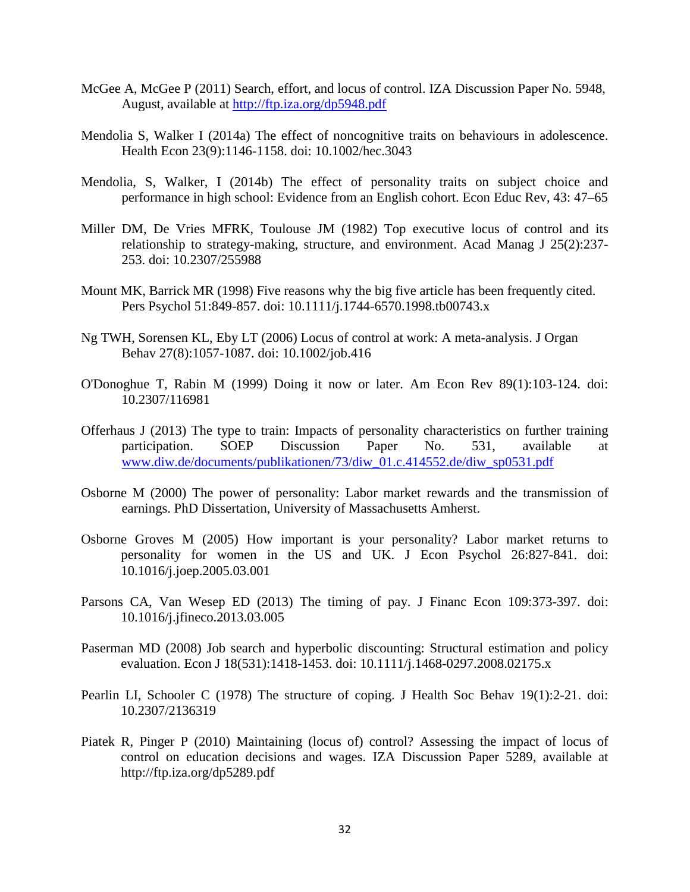McGee A, McGee P (2011) Search, effort, and locus of control. IZA Discussion Paper No. 5948, August, available at http://ftp.iza.org/dp5948.pdf

Mendolia S, Walker I (2014a) The effect of noncognitive traits on behaviours in adolescence. Health Econ 23(9):1146-1158. doi: 10.1002/hec.3043

Mendolia, S, Walker, I (2014b) The effect of personality traits on subject choice and performance in high school: Evidence from an English cohort. Econ Educ Rev, 43: 47–65

Miller DM, De Vries MFRK, Toulouse JM (1982) Top executive locus of control and its relationship to strategy-making, structure, and environment. Acad Manag J 25(2):237-253. doi: 10.2307/255988

Mount MK, Barrick MR (1998) Five reasons why the big five article has been frequently cited. Pers Psychol 51:849-857. doi: 10.1111/j.1744-6570.1998.tb00743.x

Ng TWH, Sorensen KL, Eby LT (2006) Locus of control at work: A meta-analysis. J Organ Behav 27(8):1057-1087. doi: 10.1002/job.416

O'Donoghue T, Rabin M (1999) Doing it now or later. Am Econ Rev 89(1):103-124. doi: 10.2307/116981

Offerhaus J (2013) The type to train: Impacts of personality characteristics on further training participation. SOEP Discussion Paper No. 531, available at www.diw.de/documents/publikationen/73/diw_01.c.414552.de/diw_sp0531.pdf

Osborne M (2000) The power of personality: Labor market rewards and the transmission of earnings. PhD Dissertation, University of Massachusetts Amherst.

Osborne Groves M (2005) How important is your personality? Labor market returns to personality for women in the US and UK. J Econ Psychol 26:827-841. doi: 10.1016/j.joep.2005.03.001

Parsons CA, Van Wesep ED (2013) The timing of pay. J Financ Econ 109:373-397. doi: 10.1016/j.jfineco.2013.03.005

Paserman MD (2008) Job search and hyperbolic discounting: Structural estimation and policy evaluation. Econ J 18(531):1418-1453. doi: 10.1111/j.1468-0297.2008.02175.x

Pearlin LI, Schooler C (1978) The structure of coping. J Health Soc Behav 19(1):2-21. doi: 10.2307/2136319

Piatek R, Pinger P (2010) Maintaining (locus of) control? Assessing the impact of locus of control on education decisions and wages. IZA Discussion Paper 5289, available at http://ftp.iza.org/dp5289.pdf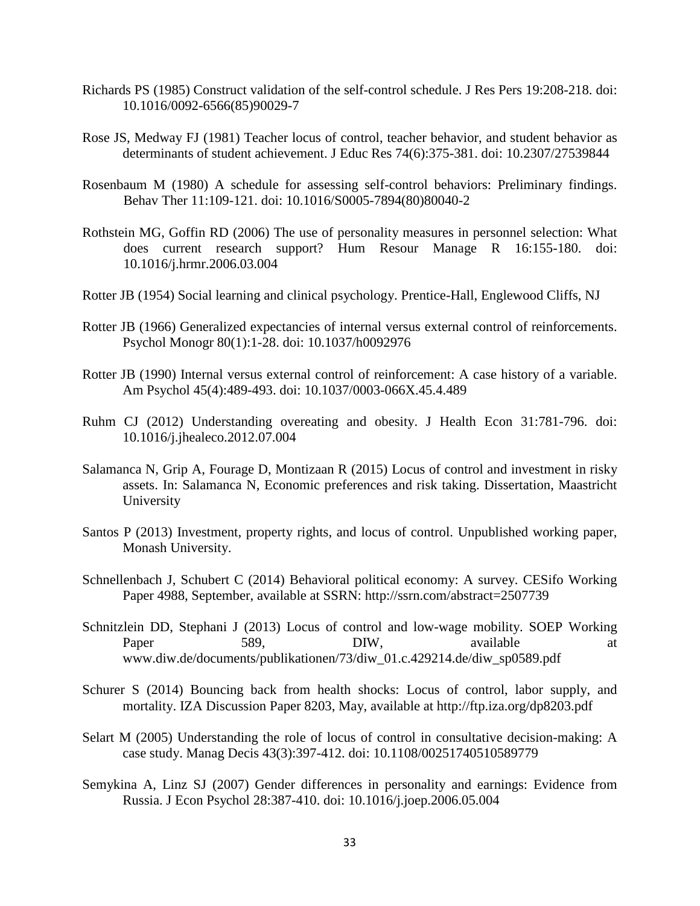Richards PS (1985) Construct validation of the self-control schedule. J Res Pers 19:208-218. doi: 10.1016/0092-6566(85)90029-7

Rose JS, Medway FJ (1981) Teacher locus of control, teacher behavior, and student behavior as determinants of student achievement. J Educ Res 74(6):375-381. doi: 10.2307/27539844

Rosenbaum M (1980) A schedule for assessing self-control behaviors: Preliminary findings. Behav Ther 11:109-121. doi: 10.1016/S0005-7894(80)80040-2

Rothstein MG, Goffin RD (2006) The use of personality measures in personnel selection: What does current research support? Hum Resour Manage R 16:155-180. doi: 10.1016/j.hrmr.2006.03.004

Rotter JB (1954) Social learning and clinical psychology. Prentice-Hall, Englewood Cliffs, NJ

Rotter JB (1966) Generalized expectancies of internal versus external control of reinforcements. Psychol Monogr 80(1):1-28. doi: 10.1037/h0092976

Rotter JB (1990) Internal versus external control of reinforcement: A case history of a variable. Am Psychol 45(4):489-493. doi: 10.1037/0003-066X.45.4.489

Ruhm CJ (2012) Understanding overeating and obesity. J Health Econ 31:781-796. doi: 10.1016/j.jhealeco.2012.07.004

Salamanca N, Grip A, Fourage D, Montizaan R (2015) Locus of control and investment in risky assets. In: Salamanca N, Economic preferences and risk taking. Dissertation, Maastricht University

Santos P (2013) Investment, property rights, and locus of control. Unpublished working paper, Monash University.

Schnellenbach J, Schubert C (2014) Behavioral political economy: A survey. CESifo Working Paper 4988, September, available at SSRN: http://ssrn.com/abstract=2507739

Schnitzlein DD, Stephani J (2013) Locus of control and low-wage mobility. SOEP Working Paper 589, DIW, available at www.diw.de/documents/publikationen/73/diw_01.c.429214.de/diw_sp0589.pdf

Schurer S (2014) Bouncing back from health shocks: Locus of control, labor supply, and mortality. IZA Discussion Paper 8203, May, available at http://ftp.iza.org/dp8203.pdf

Selart M (2005) Understanding the role of locus of control in consultative decision-making: A case study. Manag Decis 43(3):397-412. doi: 10.1108/00251740510589779

Semykina A, Linz SJ (2007) Gender differences in personality and earnings: Evidence from Russia. J Econ Psychol 28:387-410. doi: 10.1016/j.joep.2006.05.004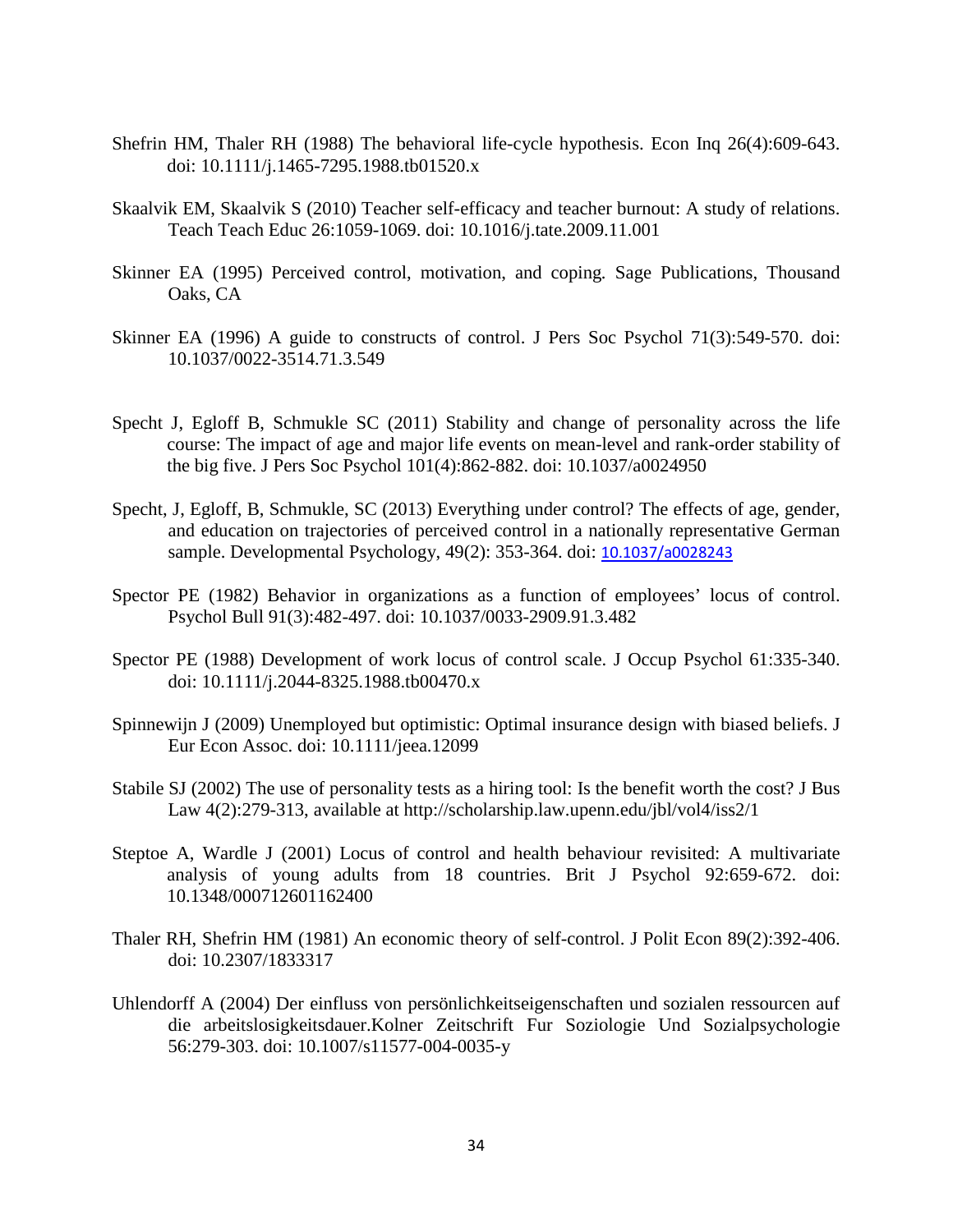Shefrin HM, Thaler RH (1988) The behavioral life-cycle hypothesis. Econ Inq 26(4):609-643. doi: 10.1111/j.1465-7295.1988.tb01520.x

Skaalvik EM, Skaalvik S (2010) Teacher self-efficacy and teacher burnout: A study of relations. Teach Teach Educ 26:1059-1069. doi: 10.1016/j.tate.2009.11.001

Skinner EA (1995) Perceived control, motivation, and coping. Sage Publications, Thousand Oaks, CA

Skinner EA (1996) A guide to constructs of control. J Pers Soc Psychol 71(3):549-570. doi: 10.1037/0022-3514.71.3.549

Specht J, Egloff B, Schmukle SC (2011) Stability and change of personality across the life course: The impact of age and major life events on mean-level and rank-order stability of the big five. J Pers Soc Psychol 101(4):862-882. doi: 10.1037/a0024950

Specht, J, Egloff, B, Schmukle, SC (2013) Everything under control? The effects of age, gender, and education on trajectories of perceived control in a nationally representative German sample. Developmental Psychology, 49(2): 353-364. doi: 10.1037/a0028243

Spector PE (1982) Behavior in organizations as a function of employees' locus of control. Psychol Bull 91(3):482-497. doi: 10.1037/0033-2909.91.3.482

Spector PE (1988) Development of work locus of control scale. J Occup Psychol 61:335-340. doi: 10.1111/j.2044-8325.1988.tb00470.x

Spinnewijn J (2009) Unemployed but optimistic: Optimal insurance design with biased beliefs. J Eur Econ Assoc. doi: 10.1111/jeea.12099

Stabile SJ (2002) The use of personality tests as a hiring tool: Is the benefit worth the cost? J Bus Law 4(2):279-313, available at http://scholarship.law.upenn.edu/jbl/vol4/iss2/1

Steptoe A, Wardle J (2001) Locus of control and health behaviour revisited: A multivariate analysis of young adults from 18 countries. Brit J Psychol 92:659-672. doi: 10.1348/000712601162400

Thaler RH, Shefrin HM (1981) An economic theory of self-control. J Polit Econ 89(2):392-406. doi: 10.2307/1833317

Uhlendorff A (2004) Der einfluss von persönlichkeitseigenschaften und sozialen ressourcen auf die arbeitslosigkeitsdauer.Kolner Zeitschrift Fur Soziologie Und Sozialpsychologie 56:279-303. doi: 10.1007/s11577-004-0035-y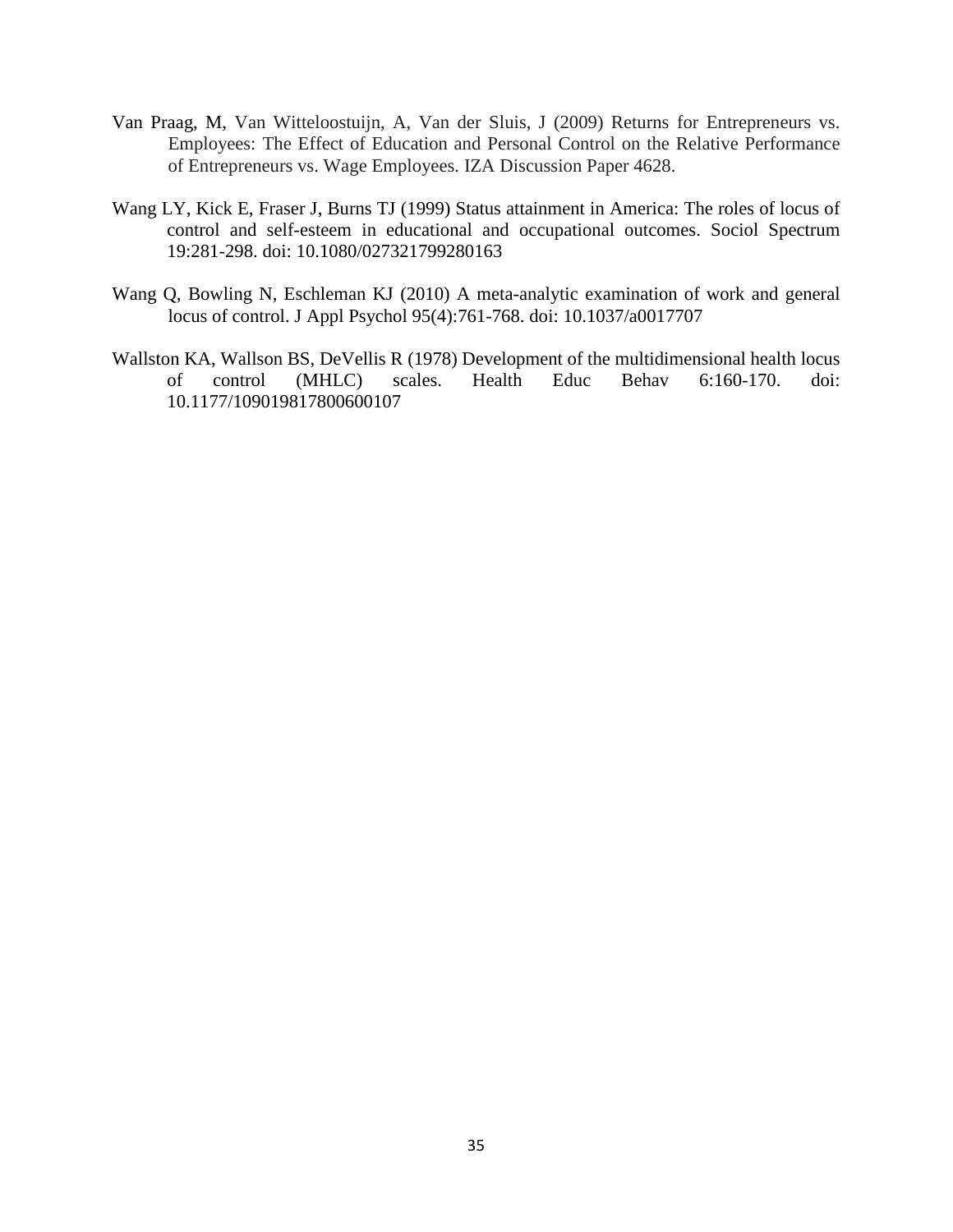Van Praag, M, Van Witteloostuijn, A, Van der Sluis, J (2009) Returns for Entrepreneurs vs. Employees: The Effect of Education and Personal Control on the Relative Performance of Entrepreneurs vs. Wage Employees. IZA Discussion Paper 4628.

Wang LY, Kick E, Fraser J, Burns TJ (1999) Status attainment in America: The roles of locus of control and self-esteem in educational and occupational outcomes. Sociol Spectrum 19:281-298. doi: 10.1080/027321799280163

Wang Q, Bowling N, Eschleman KJ (2010) A meta-analytic examination of work and general locus of control. J Appl Psychol 95(4):761-768. doi: 10.1037/a0017707

Wallston KA, Wallson BS, DeVellis R (1978) Development of the multidimensional health locus of control (MHLC) scales. Health Educ Behav 6:160-170. doi: 10.1177/109019817800600107